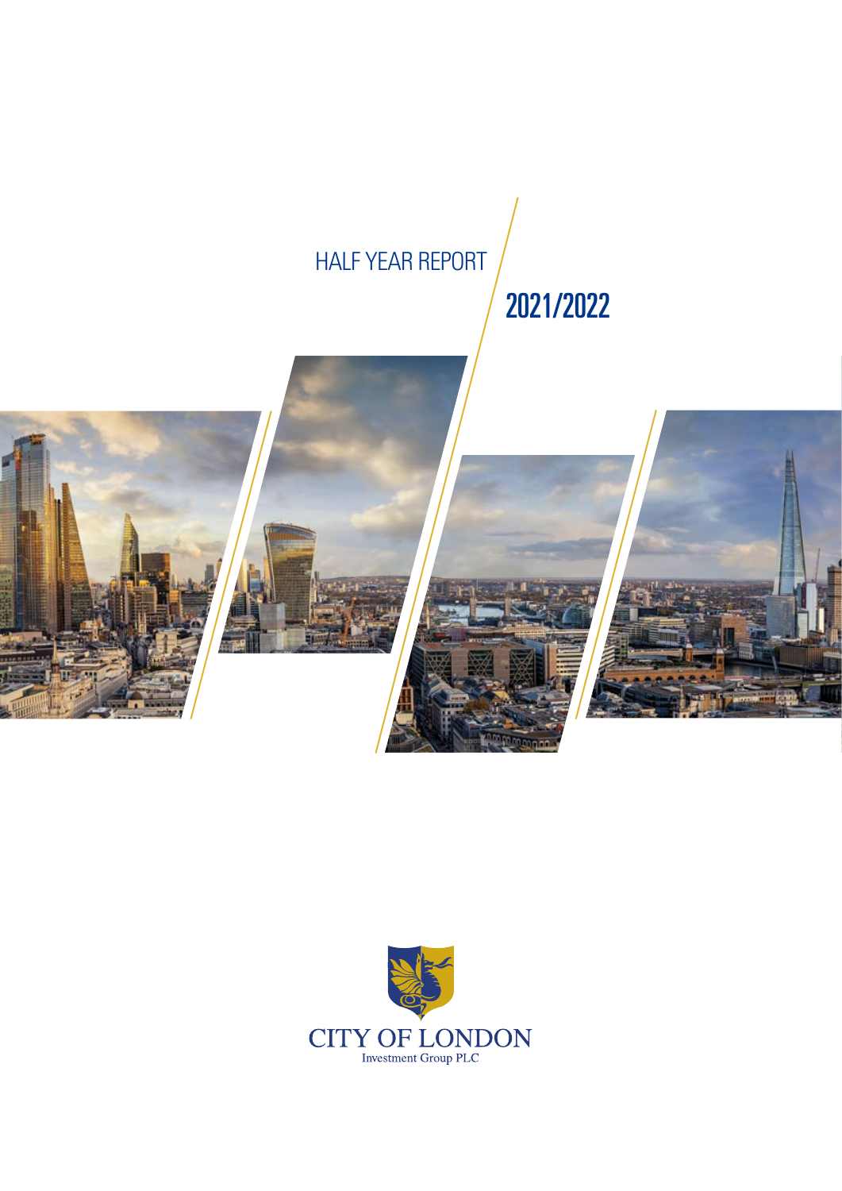# HALF YEAR REPORT

## 2021/2022

CITY OF LONDON

Investment Group PLC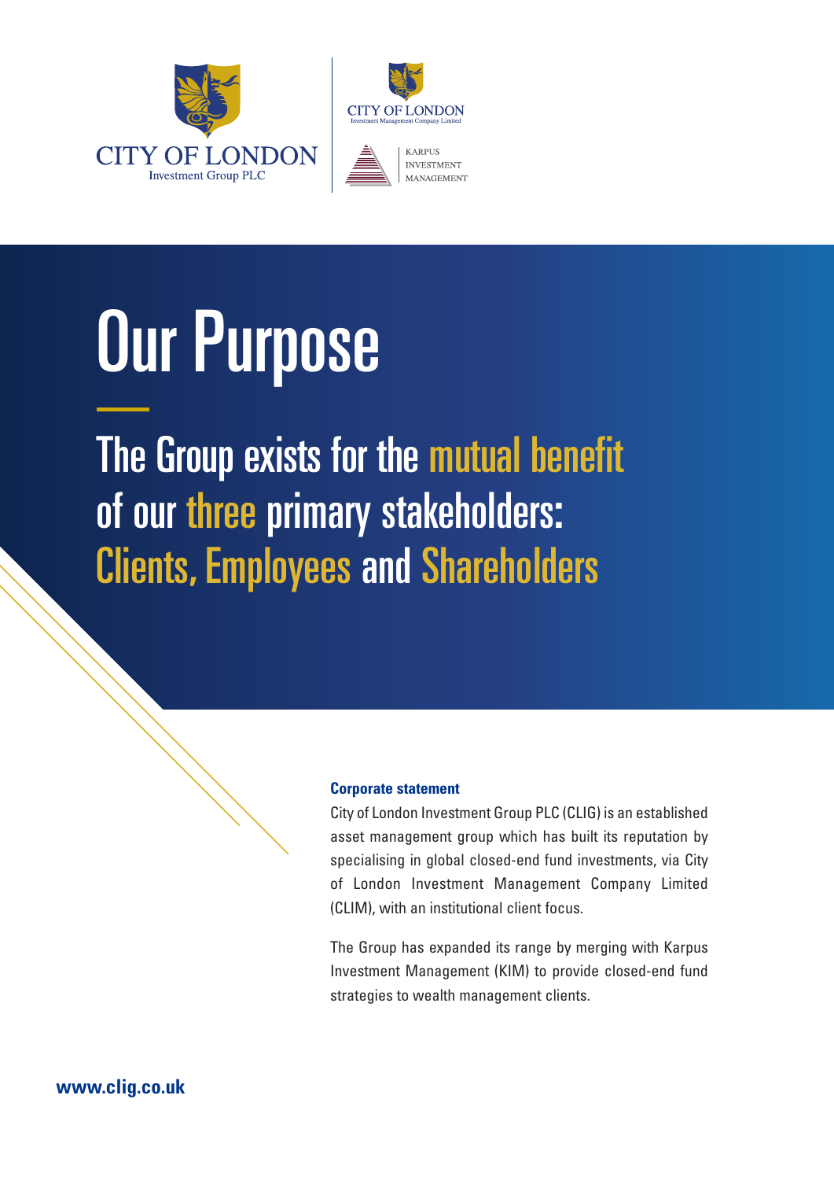CITY OF LONDON
Investment Group PLC

CITY OF LONDON
Investment Management Company Limited

KARPUS
INVESTMENT
MANAGEMENT

# Our Purpose

## The Group exists for the mutual benefit of our three primary stakeholders: Clients, Employees and Shareholders

**Corporate statement**

City of London Investment Group PLC (CLIG) is an established asset management group which has built its reputation by specialising in global closed-end fund investments, via City of London Investment Management Company Limited (CLIM), with an institutional client focus.

The Group has expanded its range by merging with Karpus Investment Management (KIM) to provide closed-end fund strategies to wealth management clients.

**www.clig.co.uk**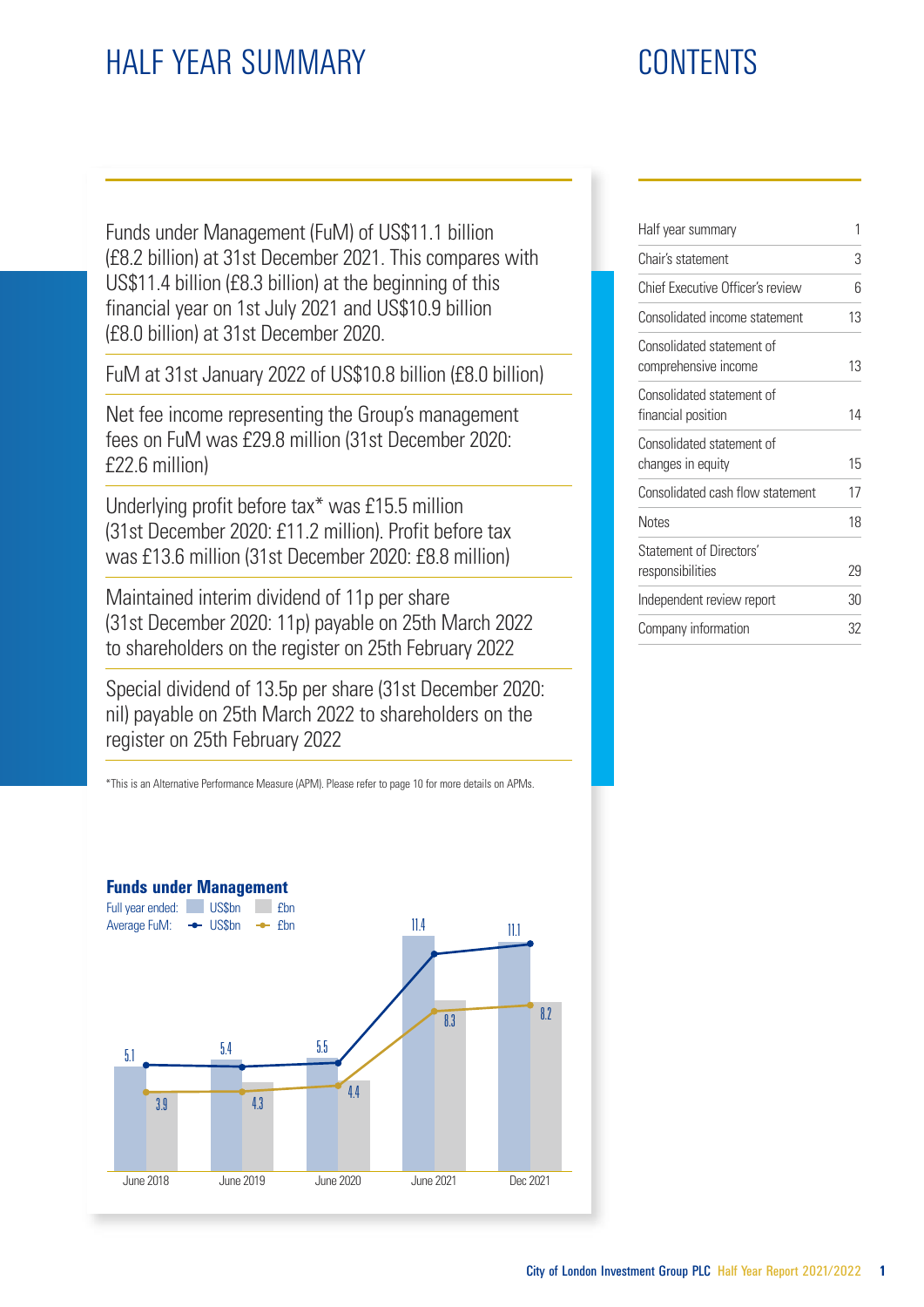# HALF YEAR SUMMARY

Funds under Management (FuM) of US$11.1 billion (£8.2 billion) at 31st December 2021. This compares with US$11.4 billion (£8.3 billion) at the beginning of this financial year on 1st July 2021 and US$10.9 billion (£8.0 billion) at 31st December 2020.

FuM at 31st January 2022 of US$10.8 billion (£8.0 billion)

Net fee income representing the Group's management fees on FuM was £29.8 million (31st December 2020: £22.6 million)

Underlying profit before tax* was £15.5 million (31st December 2020: £11.2 million). Profit before tax was £13.6 million (31st December 2020: £8.8 million)

Maintained interim dividend of 11p per share (31st December 2020: 11p) payable on 25th March 2022 to shareholders on the register on 25th February 2022

Special dividend of 13.5p per share (31st December 2020: nil) payable on 25th March 2022 to shareholders on the register on 25th February 2022

*This is an Alternative Performance Measure (APM). Please refer to page 10 for more details on APMs.

**Funds under Management**

Full year ended: US$bn, £bn
Average FuM: US$bn, £bn

| | June 2018 | June 2019 | June 2020 | June 2021 | Dec 2021 |
|---|---|---|---|---|---|
| US$bn | 5.1 | 5.4 | 5.5 | 11.4 | 11.1 |
| £bn | 3.9 | 4.3 | 4.4 | 8.3 | 8.2 |

# CONTENTS

| | |
|---|---|
| Half year summary | 1 |
| Chair's statement | 3 |
| Chief Executive Officer's review | 6 |
| Consolidated income statement | 13 |
| Consolidated statement of comprehensive income | 13 |
| Consolidated statement of financial position | 14 |
| Consolidated statement of changes in equity | 15 |
| Consolidated cash flow statement | 17 |
| Notes | 18 |
| Statement of Directors' responsibilities | 29 |
| Independent review report | 30 |
| Company information | 32 |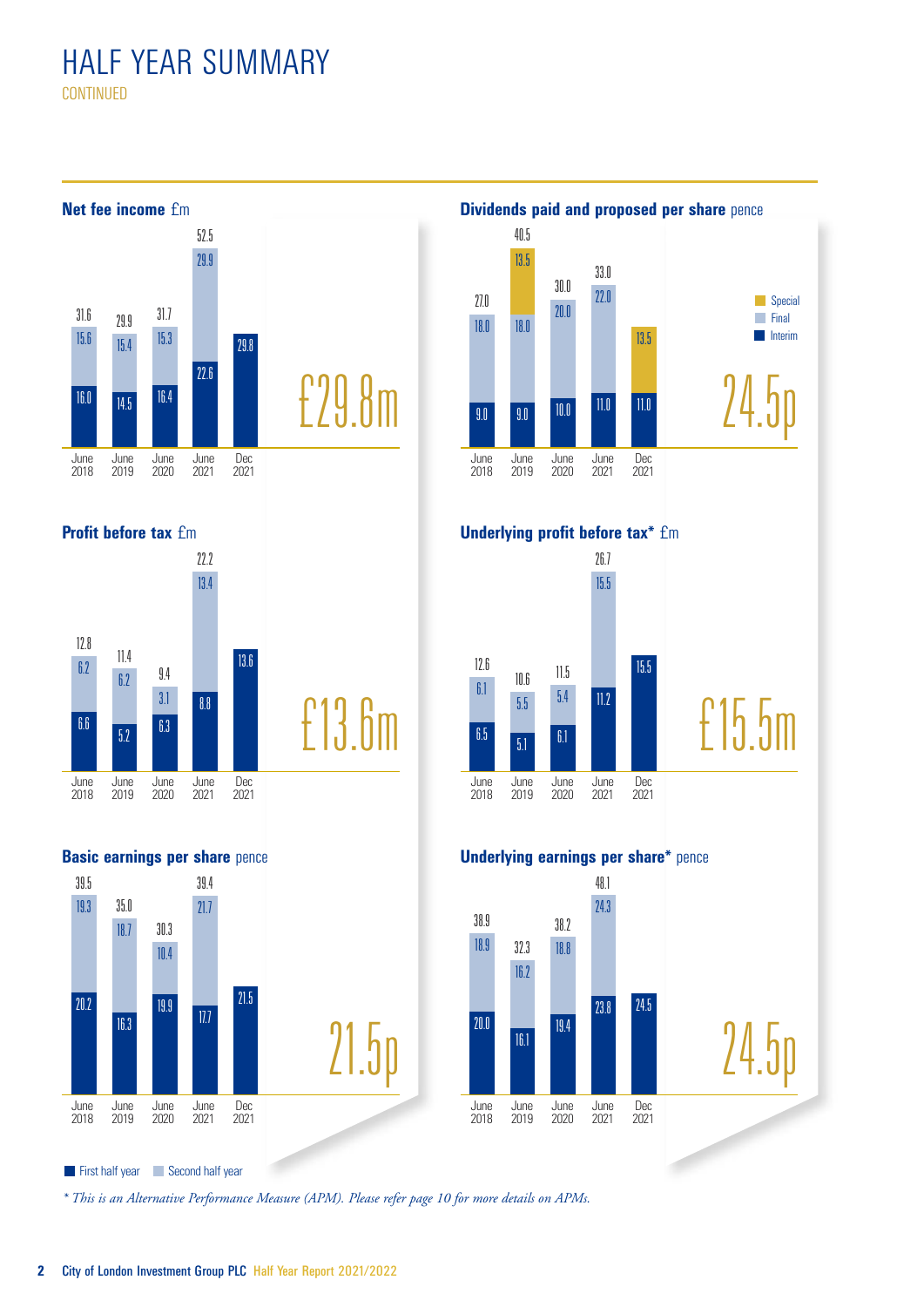# HALF YEAR SUMMARY
CONTINUED

**Net fee income** £m

| | June 2018 | June 2019 | June 2020 | June 2021 | Dec 2021 |
|---|---|---|---|---|---|
| First half year | 16.0 | 14.5 | 16.4 | 22.6 | 29.8 |
| Second half year | 15.6 | 15.4 | 15.3 | 29.9 | |
| Total | 31.6 | 29.9 | 31.7 | 52.5 | |

£29.8m

**Dividends paid and proposed per share** pence

| | June 2018 | June 2019 | June 2020 | June 2021 | Dec 2021 |
|---|---|---|---|---|---|
| Interim | 9.0 | 9.0 | 10.0 | 11.0 | 11.0 |
| Final | 18.0 | 18.0 | 20.0 | 22.0 | |
| Special | | 13.5 | | | 13.5 |
| Total | 27.0 | 40.5 | 30.0 | 33.0 | |

24.5p

**Profit before tax** £m

| | June 2018 | June 2019 | June 2020 | June 2021 | Dec 2021 |
|---|---|---|---|---|---|
| First half year | 6.6 | 5.2 | 6.3 | 8.8 | 13.6 |
| Second half year | 6.2 | 6.2 | 3.1 | 13.4 | |
| Total | 12.8 | 11.4 | 9.4 | 22.2 | |

£13.6m

**Underlying profit before tax*** £m

| | June 2018 | June 2019 | June 2020 | June 2021 | Dec 2021 |
|---|---|---|---|---|---|
| First half year | 6.5 | 5.1 | 6.1 | 11.2 | 15.5 |
| Second half year | 6.1 | 5.5 | 5.4 | 15.5 | |
| Total | 12.6 | 10.6 | 11.5 | 26.7 | |

£15.5m

**Basic earnings per share** pence

| | June 2018 | June 2019 | June 2020 | June 2021 | Dec 2021 |
|---|---|---|---|---|---|
| First half year | 20.2 | 16.3 | 19.9 | 17.7 | 21.5 |
| Second half year | 19.3 | 18.7 | 10.4 | 21.7 | |
| Total | 39.5 | 35.0 | 30.3 | 39.4 | |

21.5p

**Underlying earnings per share*** pence

| | June 2018 | June 2019 | June 2020 | June 2021 | Dec 2021 |
|---|---|---|---|---|---|
| First half year | 20.0 | 16.1 | 19.4 | 23.8 | 24.5 |
| Second half year | 18.9 | 16.2 | 18.8 | 24.3 | |
| Total | 38.9 | 32.3 | 38.2 | 48.1 | |

24.5p

First half year | Second half year

*\* This is an Alternative Performance Measure (APM). Please refer page 10 for more details on APMs.*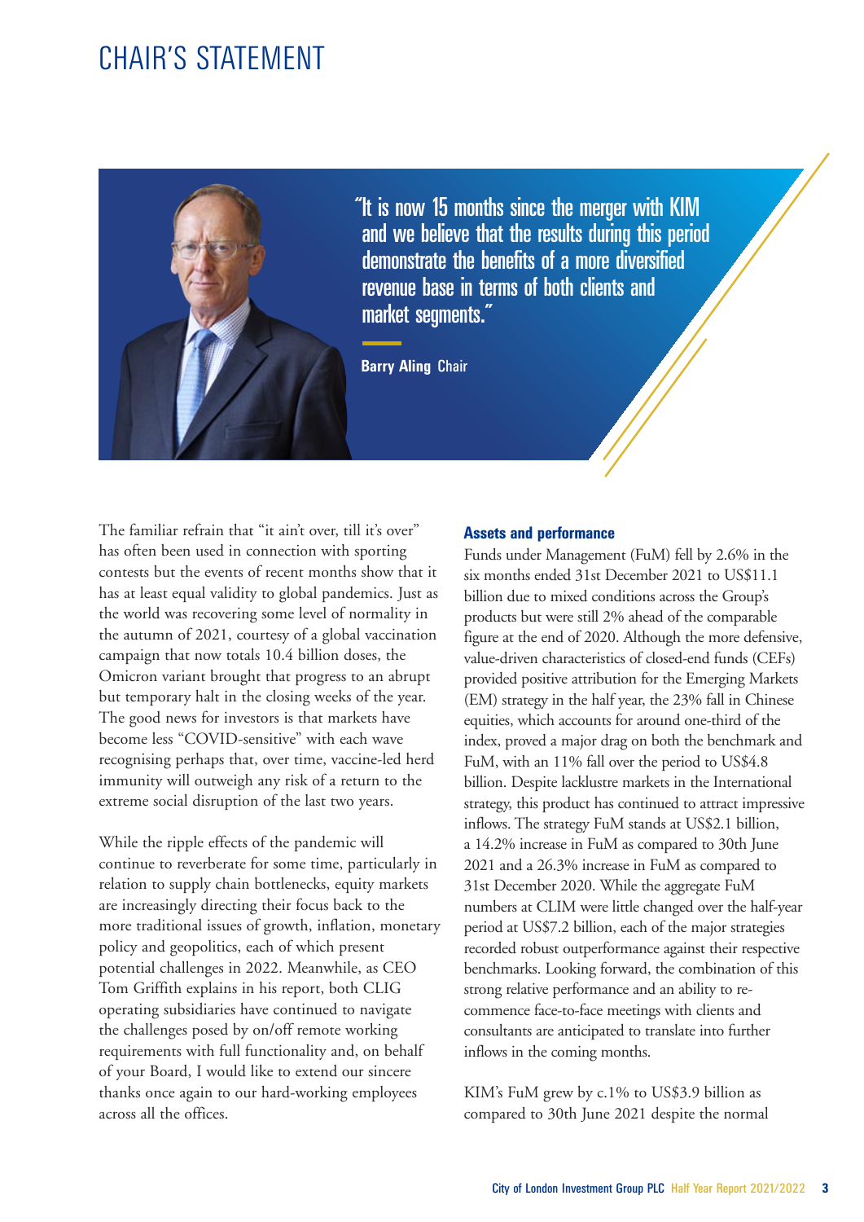# CHAIR'S STATEMENT

> "It is now 15 months since the merger with KIM and we believe that the results during this period demonstrate the benefits of a more diversified revenue base in terms of both clients and market segments."
>
> **Barry Aling** Chair

The familiar refrain that "it ain't over, till it's over" has often been used in connection with sporting contests but the events of recent months show that it has at least equal validity to global pandemics. Just as the world was recovering some level of normality in the autumn of 2021, courtesy of a global vaccination campaign that now totals 10.4 billion doses, the Omicron variant brought that progress to an abrupt but temporary halt in the closing weeks of the year. The good news for investors is that markets have become less "COVID-sensitive" with each wave recognising perhaps that, over time, vaccine-led herd immunity will outweigh any risk of a return to the extreme social disruption of the last two years.

While the ripple effects of the pandemic will continue to reverberate for some time, particularly in relation to supply chain bottlenecks, equity markets are increasingly directing their focus back to the more traditional issues of growth, inflation, monetary policy and geopolitics, each of which present potential challenges in 2022. Meanwhile, as CEO Tom Griffith explains in his report, both CLIG operating subsidiaries have continued to navigate the challenges posed by on/off remote working requirements with full functionality and, on behalf of your Board, I would like to extend our sincere thanks once again to our hard-working employees across all the offices.

### Assets and performance

Funds under Management (FuM) fell by 2.6% in the six months ended 31st December 2021 to US$11.1 billion due to mixed conditions across the Group's products but were still 2% ahead of the comparable figure at the end of 2020. Although the more defensive, value-driven characteristics of closed-end funds (CEFs) provided positive attribution for the Emerging Markets (EM) strategy in the half year, the 23% fall in Chinese equities, which accounts for around one-third of the index, proved a major drag on both the benchmark and FuM, with an 11% fall over the period to US$4.8 billion. Despite lacklustre markets in the International strategy, this product has continued to attract impressive inflows. The strategy FuM stands at US$2.1 billion, a 14.2% increase in FuM as compared to 30th June 2021 and a 26.3% increase in FuM as compared to 31st December 2020. While the aggregate FuM numbers at CLIM were little changed over the half-year period at US$7.2 billion, each of the major strategies recorded robust outperformance against their respective benchmarks. Looking forward, the combination of this strong relative performance and an ability to re-commence face-to-face meetings with clients and consultants are anticipated to translate into further inflows in the coming months.

KIM's FuM grew by c.1% to US$3.9 billion as compared to 30th June 2021 despite the normal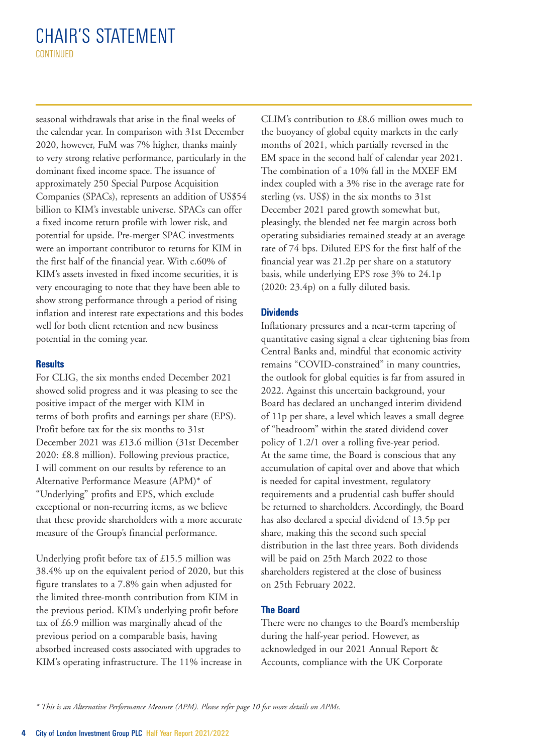# CHAIR'S STATEMENT

CONTINUED

seasonal withdrawals that arise in the final weeks of the calendar year. In comparison with 31st December 2020, however, FuM was 7% higher, thanks mainly to very strong relative performance, particularly in the dominant fixed income space. The issuance of approximately 250 Special Purpose Acquisition Companies (SPACs), represents an addition of US$54 billion to KIM's investable universe. SPACs can offer a fixed income return profile with lower risk, and potential for upside. Pre-merger SPAC investments were an important contributor to returns for KIM in the first half of the financial year. With c.60% of KIM's assets invested in fixed income securities, it is very encouraging to note that they have been able to show strong performance through a period of rising inflation and interest rate expectations and this bodes well for both client retention and new business potential in the coming year.

### Results

For CLIG, the six months ended December 2021 showed solid progress and it was pleasing to see the positive impact of the merger with KIM in terms of both profits and earnings per share (EPS). Profit before tax for the six months to 31st December 2021 was £13.6 million (31st December 2020: £8.8 million). Following previous practice, I will comment on our results by reference to an Alternative Performance Measure (APM)* of "Underlying" profits and EPS, which exclude exceptional or non-recurring items, as we believe that these provide shareholders with a more accurate measure of the Group's financial performance.

Underlying profit before tax of £15.5 million was 38.4% up on the equivalent period of 2020, but this figure translates to a 7.8% gain when adjusted for the limited three-month contribution from KIM in the previous period. KIM's underlying profit before tax of £6.9 million was marginally ahead of the previous period on a comparable basis, having absorbed increased costs associated with upgrades to KIM's operating infrastructure. The 11% increase in CLIM's contribution to £8.6 million owes much to the buoyancy of global equity markets in the early months of 2021, which partially reversed in the EM space in the second half of calendar year 2021. The combination of a 10% fall in the MXEF EM index coupled with a 3% rise in the average rate for sterling (vs. US$) in the six months to 31st December 2021 pared growth somewhat but, pleasingly, the blended net fee margin across both operating subsidiaries remained steady at an average rate of 74 bps. Diluted EPS for the first half of the financial year was 21.2p per share on a statutory basis, while underlying EPS rose 3% to 24.1p (2020: 23.4p) on a fully diluted basis.

### Dividends

Inflationary pressures and a near-term tapering of quantitative easing signal a clear tightening bias from Central Banks and, mindful that economic activity remains "COVID-constrained" in many countries, the outlook for global equities is far from assured in 2022. Against this uncertain background, your Board has declared an unchanged interim dividend of 11p per share, a level which leaves a small degree of "headroom" within the stated dividend cover policy of 1.2/1 over a rolling five-year period. At the same time, the Board is conscious that any accumulation of capital over and above that which is needed for capital investment, regulatory requirements and a prudential cash buffer should be returned to shareholders. Accordingly, the Board has also declared a special dividend of 13.5p per share, making this the second such special distribution in the last three years. Both dividends will be paid on 25th March 2022 to those shareholders registered at the close of business on 25th February 2022.

### The Board

There were no changes to the Board's membership during the half-year period. However, as acknowledged in our 2021 Annual Report & Accounts, compliance with the UK Corporate

*\* This is an Alternative Performance Measure (APM). Please refer page 10 for more details on APMs.*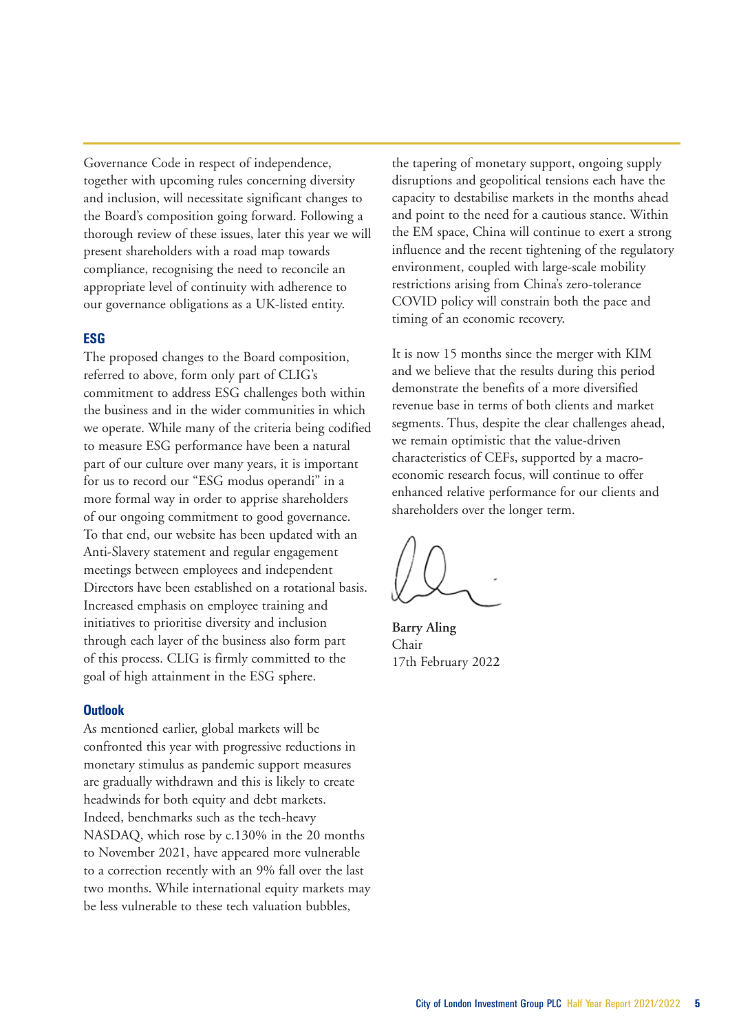Governance Code in respect of independence, together with upcoming rules concerning diversity and inclusion, will necessitate significant changes to the Board's composition going forward. Following a thorough review of these issues, later this year we will present shareholders with a road map towards compliance, recognising the need to reconcile an appropriate level of continuity with adherence to our governance obligations as a UK-listed entity.

**ESG**

The proposed changes to the Board composition, referred to above, form only part of CLIG's commitment to address ESG challenges both within the business and in the wider communities in which we operate. While many of the criteria being codified to measure ESG performance have been a natural part of our culture over many years, it is important for us to record our "ESG modus operandi" in a more formal way in order to apprise shareholders of our ongoing commitment to good governance. To that end, our website has been updated with an Anti-Slavery statement and regular engagement meetings between employees and independent Directors have been established on a rotational basis. Increased emphasis on employee training and initiatives to prioritise diversity and inclusion through each layer of the business also form part of this process. CLIG is firmly committed to the goal of high attainment in the ESG sphere.

**Outlook**

As mentioned earlier, global markets will be confronted this year with progressive reductions in monetary stimulus as pandemic support measures are gradually withdrawn and this is likely to create headwinds for both equity and debt markets. Indeed, benchmarks such as the tech-heavy NASDAQ, which rose by c.130% in the 20 months to November 2021, have appeared more vulnerable to a correction recently with an 9% fall over the last two months. While international equity markets may be less vulnerable to these tech valuation bubbles, the tapering of monetary support, ongoing supply disruptions and geopolitical tensions each have the capacity to destabilise markets in the months ahead and point to the need for a cautious stance. Within the EM space, China will continue to exert a strong influence and the recent tightening of the regulatory environment, coupled with large-scale mobility restrictions arising from China's zero-tolerance COVID policy will constrain both the pace and timing of an economic recovery.

It is now 15 months since the merger with KIM and we believe that the results during this period demonstrate the benefits of a more diversified revenue base in terms of both clients and market segments. Thus, despite the clear challenges ahead, we remain optimistic that the value-driven characteristics of CEFs, supported by a macro-economic research focus, will continue to offer enhanced relative performance for our clients and shareholders over the longer term.

**Barry Aling**
Chair
17th February 2022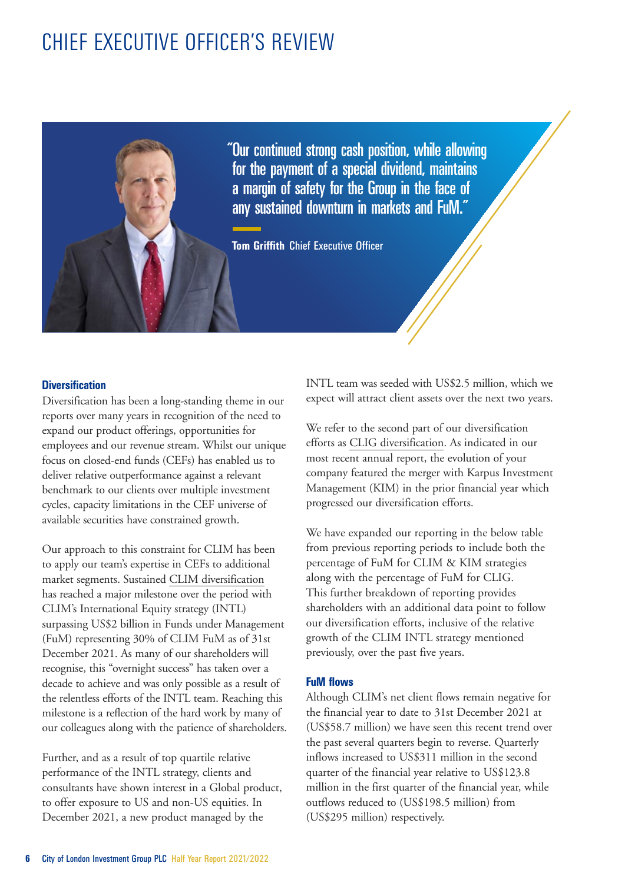# CHIEF EXECUTIVE OFFICER'S REVIEW

> "Our continued strong cash position, while allowing for the payment of a special dividend, maintains a margin of safety for the Group in the face of any sustained downturn in markets and FuM."
>
> **Tom Griffith** Chief Executive Officer

### Diversification

Diversification has been a long-standing theme in our reports over many years in recognition of the need to expand our product offerings, opportunities for employees and our revenue stream. Whilst our unique focus on closed-end funds (CEFs) has enabled us to deliver relative outperformance against a relevant benchmark to our clients over multiple investment cycles, capacity limitations in the CEF universe of available securities have constrained growth.

Our approach to this constraint for CLIM has been to apply our team's expertise in CEFs to additional market segments. Sustained CLIM diversification has reached a major milestone over the period with CLIM's International Equity strategy (INTL) surpassing US$2 billion in Funds under Management (FuM) representing 30% of CLIM FuM as of 31st December 2021. As many of our shareholders will recognise, this "overnight success" has taken over a decade to achieve and was only possible as a result of the relentless efforts of the INTL team. Reaching this milestone is a reflection of the hard work by many of our colleagues along with the patience of shareholders.

Further, and as a result of top quartile relative performance of the INTL strategy, clients and consultants have shown interest in a Global product, to offer exposure to US and non-US equities. In December 2021, a new product managed by the INTL team was seeded with US$2.5 million, which we expect will attract client assets over the next two years.

We refer to the second part of our diversification efforts as CLIG diversification. As indicated in our most recent annual report, the evolution of your company featured the merger with Karpus Investment Management (KIM) in the prior financial year which progressed our diversification efforts.

We have expanded our reporting in the below table from previous reporting periods to include both the percentage of FuM for CLIM & KIM strategies along with the percentage of FuM for CLIG. This further breakdown of reporting provides shareholders with an additional data point to follow our diversification efforts, inclusive of the relative growth of the CLIM INTL strategy mentioned previously, over the past five years.

### FuM flows

Although CLIM's net client flows remain negative for the financial year to date to 31st December 2021 at (US$58.7 million) we have seen this recent trend over the past several quarters begin to reverse. Quarterly inflows increased to US$311 million in the second quarter of the financial year relative to US$123.8 million in the first quarter of the financial year, while outflows reduced to (US$198.5 million) from (US$295 million) respectively.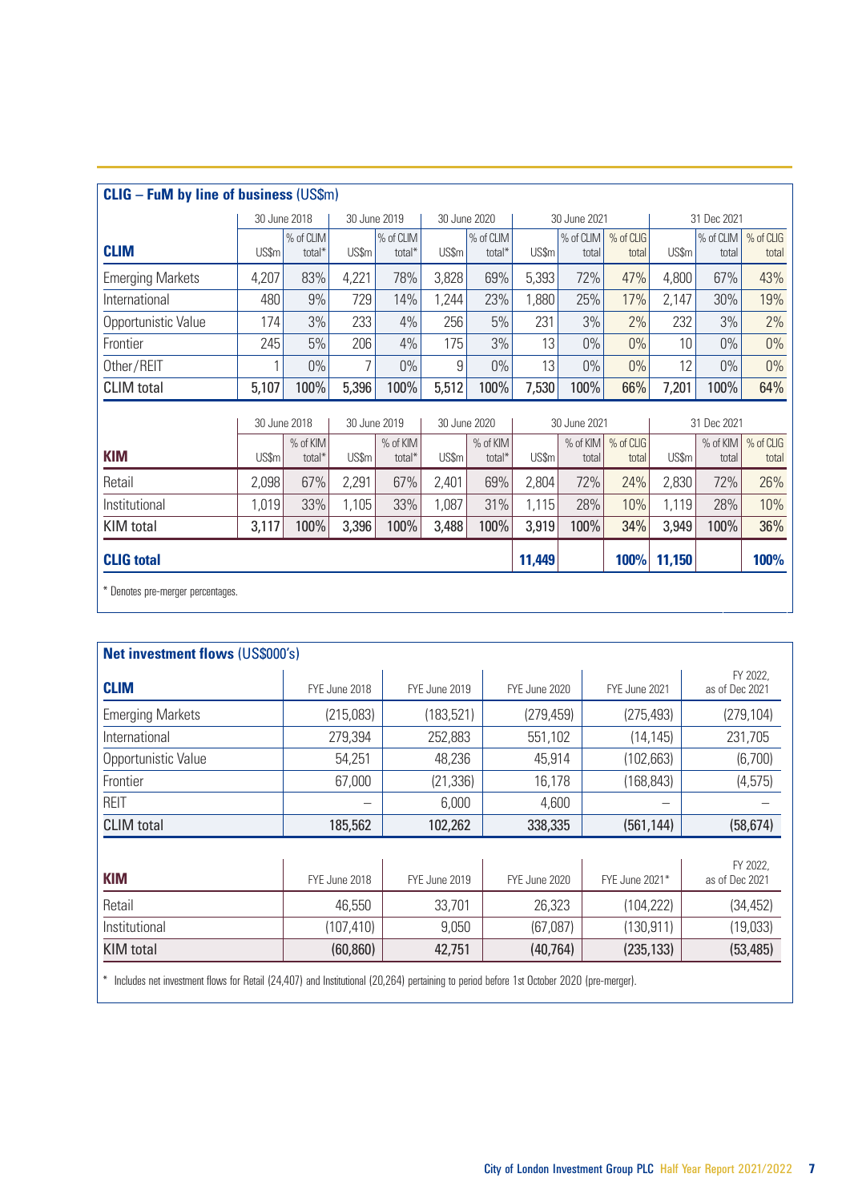### CLIG – FuM by line of business (US$m)

| CLIM | 30 June 2018 | | 30 June 2019 | | 30 June 2020 | | 30 June 2021 | | | 31 Dec 2021 | | |
|---|---|---|---|---|---|---|---|---|---|---|---|---|
| | US$m | % of CLIM total* | US$m | % of CLIM total* | US$m | % of CLIM total* | US$m | % of CLIM total | % of CLIG total | US$m | % of CLIM total | % of CLIG total |
| Emerging Markets | 4,207 | 83% | 4,221 | 78% | 3,828 | 69% | 5,393 | 72% | 47% | 4,800 | 67% | 43% |
| International | 480 | 9% | 729 | 14% | 1,244 | 23% | 1,880 | 25% | 17% | 2,147 | 30% | 19% |
| Opportunistic Value | 174 | 3% | 233 | 4% | 256 | 5% | 231 | 3% | 2% | 232 | 3% | 2% |
| Frontier | 245 | 5% | 206 | 4% | 175 | 3% | 13 | 0% | 0% | 10 | 0% | 0% |
| Other/REIT | 1 | 0% | 7 | 0% | 9 | 0% | 13 | 0% | 0% | 12 | 0% | 0% |
| CLIM total | 5,107 | 100% | 5,396 | 100% | 5,512 | 100% | 7,530 | 100% | 66% | 7,201 | 100% | 64% |

| KIM | 30 June 2018 | | 30 June 2019 | | 30 June 2020 | | 30 June 2021 | | | 31 Dec 2021 | | |
|---|---|---|---|---|---|---|---|---|---|---|---|---|
| | US$m | % of KIM total* | US$m | % of KIM total* | US$m | % of KIM total* | US$m | % of KIM total | % of CLIG total | US$m | % of KIM total | % of CLIG total |
| Retail | 2,098 | 67% | 2,291 | 67% | 2,401 | 69% | 2,804 | 72% | 24% | 2,830 | 72% | 26% |
| Institutional | 1,019 | 33% | 1,105 | 33% | 1,087 | 31% | 1,115 | 28% | 10% | 1,119 | 28% | 10% |
| KIM total | 3,117 | 100% | 3,396 | 100% | 3,488 | 100% | 3,919 | 100% | 34% | 3,949 | 100% | 36% |
| **CLIG total** | | | | | | | 11,449 | | 100% | 11,150 | | 100% |

\* Denotes pre-merger percentages.

### Net investment flows (US$000's)

| CLIM | FYE June 2018 | FYE June 2019 | FYE June 2020 | FYE June 2021 | FY 2022, as of Dec 2021 |
|---|---|---|---|---|---|
| Emerging Markets | (215,083) | (183,521) | (279,459) | (275,493) | (279,104) |
| International | 279,394 | 252,883 | 551,102 | (14,145) | 231,705 |
| Opportunistic Value | 54,251 | 48,236 | 45,914 | (102,663) | (6,700) |
| Frontier | 67,000 | (21,336) | 16,178 | (168,843) | (4,575) |
| REIT | – | 6,000 | 4,600 | – | – |
| CLIM total | 185,562 | 102,262 | 338,335 | (561,144) | (58,674) |

| KIM | FYE June 2018 | FYE June 2019 | FYE June 2020 | FYE June 2021* | FY 2022, as of Dec 2021 |
|---|---|---|---|---|---|
| Retail | 46,550 | 33,701 | 26,323 | (104,222) | (34,452) |
| Institutional | (107,410) | 9,050 | (67,087) | (130,911) | (19,033) |
| KIM total | (60,860) | 42,751 | (40,764) | (235,133) | (53,485) |

\* Includes net investment flows for Retail (24,407) and Institutional (20,264) pertaining to period before 1st October 2020 (pre-merger).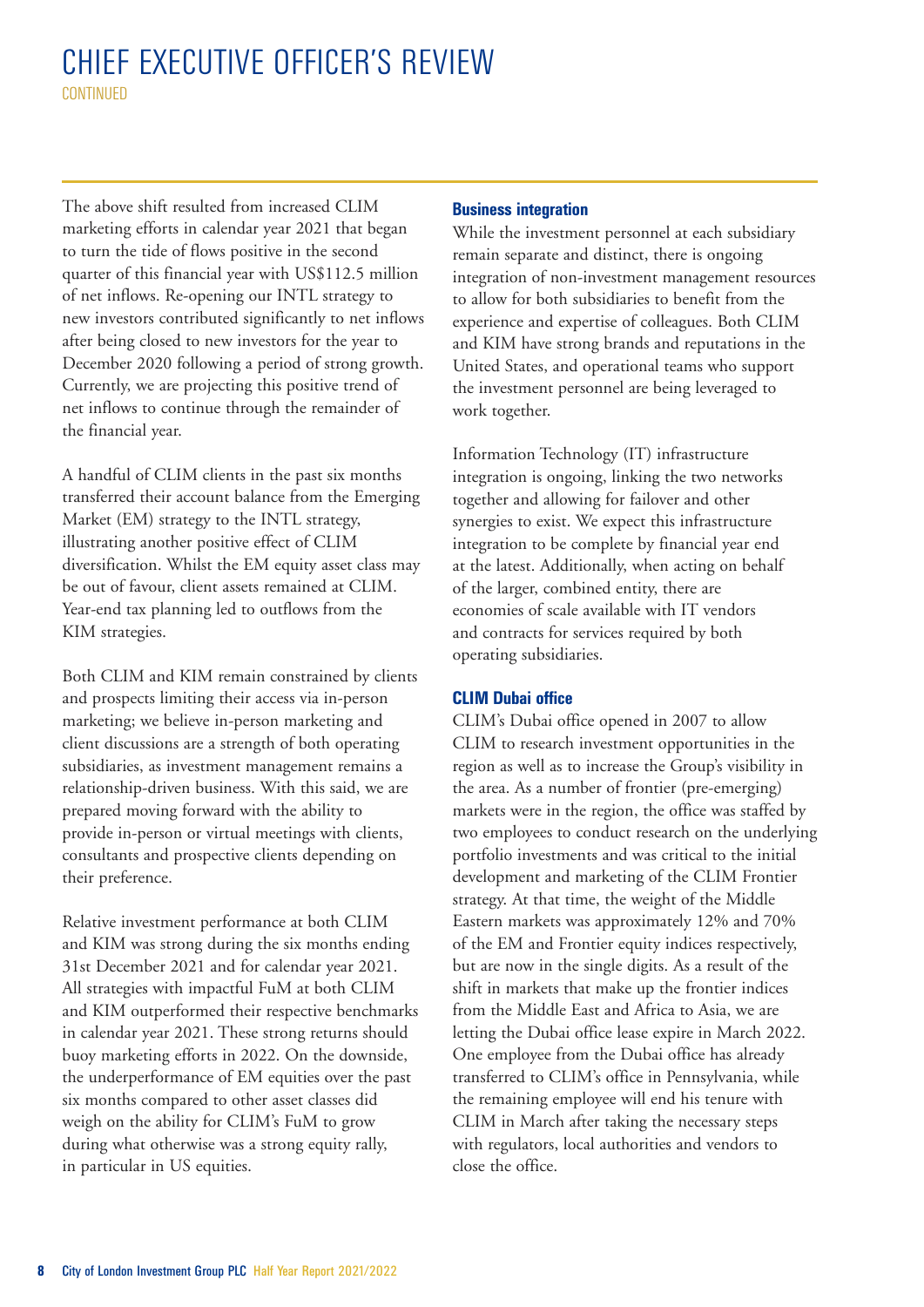# CHIEF EXECUTIVE OFFICER'S REVIEW

CONTINUED

The above shift resulted from increased CLIM marketing efforts in calendar year 2021 that began to turn the tide of flows positive in the second quarter of this financial year with US$112.5 million of net inflows. Re-opening our INTL strategy to new investors contributed significantly to net inflows after being closed to new investors for the year to December 2020 following a period of strong growth. Currently, we are projecting this positive trend of net inflows to continue through the remainder of the financial year.

A handful of CLIM clients in the past six months transferred their account balance from the Emerging Market (EM) strategy to the INTL strategy, illustrating another positive effect of CLIM diversification. Whilst the EM equity asset class may be out of favour, client assets remained at CLIM. Year-end tax planning led to outflows from the KIM strategies.

Both CLIM and KIM remain constrained by clients and prospects limiting their access via in-person marketing; we believe in-person marketing and client discussions are a strength of both operating subsidiaries, as investment management remains a relationship-driven business. With this said, we are prepared moving forward with the ability to provide in-person or virtual meetings with clients, consultants and prospective clients depending on their preference.

Relative investment performance at both CLIM and KIM was strong during the six months ending 31st December 2021 and for calendar year 2021. All strategies with impactful FuM at both CLIM and KIM outperformed their respective benchmarks in calendar year 2021. These strong returns should buoy marketing efforts in 2022. On the downside, the underperformance of EM equities over the past six months compared to other asset classes did weigh on the ability for CLIM's FuM to grow during what otherwise was a strong equity rally, in particular in US equities.

### Business integration

While the investment personnel at each subsidiary remain separate and distinct, there is ongoing integration of non-investment management resources to allow for both subsidiaries to benefit from the experience and expertise of colleagues. Both CLIM and KIM have strong brands and reputations in the United States, and operational teams who support the investment personnel are being leveraged to work together.

Information Technology (IT) infrastructure integration is ongoing, linking the two networks together and allowing for failover and other synergies to exist. We expect this infrastructure integration to be complete by financial year end at the latest. Additionally, when acting on behalf of the larger, combined entity, there are economies of scale available with IT vendors and contracts for services required by both operating subsidiaries.

### CLIM Dubai office

CLIM's Dubai office opened in 2007 to allow CLIM to research investment opportunities in the region as well as to increase the Group's visibility in the area. As a number of frontier (pre-emerging) markets were in the region, the office was staffed by two employees to conduct research on the underlying portfolio investments and was critical to the initial development and marketing of the CLIM Frontier strategy. At that time, the weight of the Middle Eastern markets was approximately 12% and 70% of the EM and Frontier equity indices respectively, but are now in the single digits. As a result of the shift in markets that make up the frontier indices from the Middle East and Africa to Asia, we are letting the Dubai office lease expire in March 2022. One employee from the Dubai office has already transferred to CLIM's office in Pennsylvania, while the remaining employee will end his tenure with CLIM in March after taking the necessary steps with regulators, local authorities and vendors to close the office.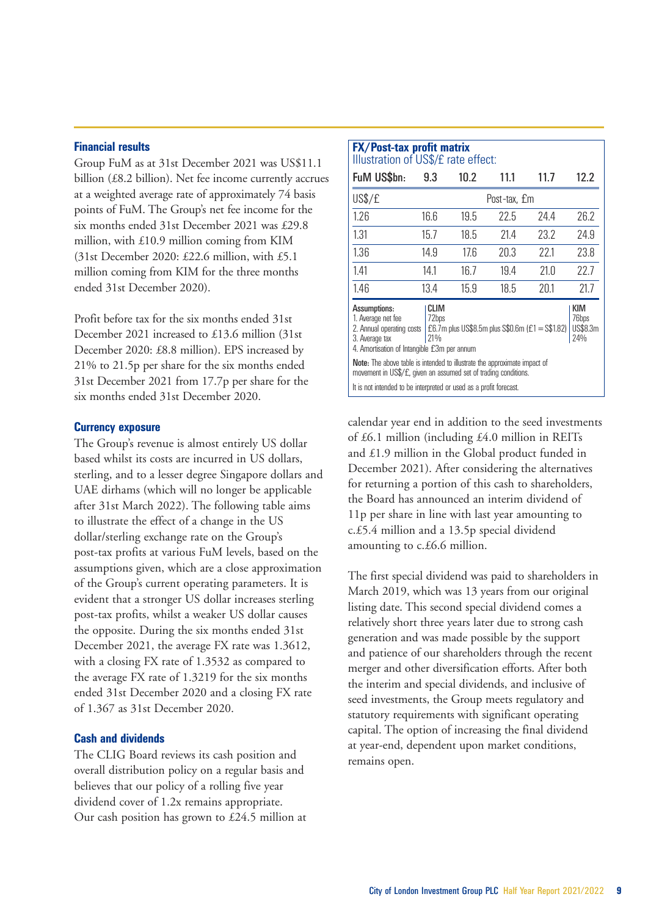### Financial results

Group FuM as at 31st December 2021 was US$11.1 billion (£8.2 billion). Net fee income currently accrues at a weighted average rate of approximately 74 basis points of FuM. The Group's net fee income for the six months ended 31st December 2021 was £29.8 million, with £10.9 million coming from KIM (31st December 2020: £22.6 million, with £5.1 million coming from KIM for the three months ended 31st December 2020).

Profit before tax for the six months ended 31st December 2021 increased to £13.6 million (31st December 2020: £8.8 million). EPS increased by 21% to 21.5p per share for the six months ended 31st December 2021 from 17.7p per share for the six months ended 31st December 2020.

### Currency exposure

The Group's revenue is almost entirely US dollar based whilst its costs are incurred in US dollars, sterling, and to a lesser degree Singapore dollars and UAE dirhams (which will no longer be applicable after 31st March 2022). The following table aims to illustrate the effect of a change in the US dollar/sterling exchange rate on the Group's post-tax profits at various FuM levels, based on the assumptions given, which are a close approximation of the Group's current operating parameters. It is evident that a stronger US dollar increases sterling post-tax profits, whilst a weaker US dollar causes the opposite. During the six months ended 31st December 2021, the average FX rate was 1.3612, with a closing FX rate of 1.3532 as compared to the average FX rate of 1.3219 for the six months ended 31st December 2020 and a closing FX rate of 1.367 as 31st December 2020.

**FX/Post-tax profit matrix**
Illustration of US$/£ rate effect:

| FuM US$bn: | 9.3 | 10.2 | 11.1 | 11.7 | 12.2 |
|---|---|---|---|---|---|
| US$/£ | | | Post-tax, £m | | |
| 1.26 | 16.6 | 19.5 | 22.5 | 24.4 | 26.2 |
| 1.31 | 15.7 | 18.5 | 21.4 | 23.2 | 24.9 |
| 1.36 | 14.9 | 17.6 | 20.3 | 22.1 | 23.8 |
| 1.41 | 14.1 | 16.7 | 19.4 | 21.0 | 22.7 |
| 1.46 | 13.4 | 15.9 | 18.5 | 20.1 | 21.7 |

| Assumptions: | CLIM | KIM |
|---|---|---|
| 1. Average net fee | 72bps | 76bps |
| 2. Annual operating costs | £6.7m plus US$8.5m plus S$0.6m (£1 = S$1.82) | US$8.3m |
| 3. Average tax | 21% | 24% |
| 4. Amortisation of Intangible £3m per annum | | |

**Note:** The above table is intended to illustrate the approximate impact of movement in US$/£, given an assumed set of trading conditions.

It is not intended to be interpreted or used as a profit forecast.

### Cash and dividends

The CLIG Board reviews its cash position and overall distribution policy on a regular basis and believes that our policy of a rolling five year dividend cover of 1.2x remains appropriate. Our cash position has grown to £24.5 million at calendar year end in addition to the seed investments of £6.1 million (including £4.0 million in REITs and £1.9 million in the Global product funded in December 2021). After considering the alternatives for returning a portion of this cash to shareholders, the Board has announced an interim dividend of 11p per share in line with last year amounting to c.£5.4 million and a 13.5p special dividend amounting to c.£6.6 million.

The first special dividend was paid to shareholders in March 2019, which was 13 years from our original listing date. This second special dividend comes a relatively short three years later due to strong cash generation and was made possible by the support and patience of our shareholders through the recent merger and other diversification efforts. After both the interim and special dividends, and inclusive of seed investments, the Group meets regulatory and statutory requirements with significant operating capital. The option of increasing the final dividend at year-end, dependent upon market conditions, remains open.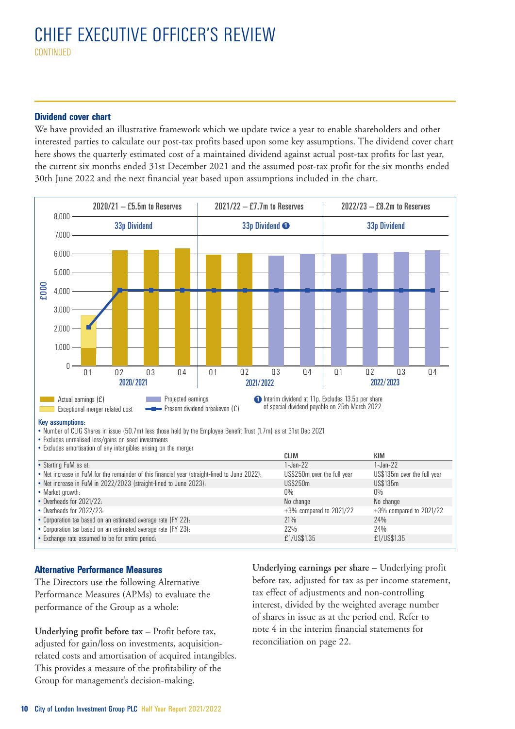# CHIEF EXECUTIVE OFFICER'S REVIEW
CONTINUED

### Dividend cover chart

We have provided an illustrative framework which we update twice a year to enable shareholders and other interested parties to calculate our post-tax profits based upon some key assumptions. The dividend cover chart here shows the quarterly estimated cost of a maintained dividend against actual post-tax profits for last year, the current six months ended 31st December 2021 and the assumed post-tax profit for the six months ended 30th June 2022 and the next financial year based upon assumptions included in the chart.

2020/21 – £5.5m to Reserves | 2021/22 – £7.7m to Reserves | 2022/23 – £8.2m to Reserves

33p Dividend | 33p Dividend (1) | 33p Dividend

£000

Q1 Q2 Q3 Q4 2020/2021 | Q1 Q2 Q3 Q4 2021/2022 | Q1 Q2 Q3 Q4 2022/2023

Actual earnings (£) | Exceptional merger related cost | Projected earnings | Present dividend breakeven (£)

(1) Interim dividend at 11p. Excludes 13.5p per share of special dividend payable on 25th March 2022

**Key assumptions:**

- Number of CLIG Shares in issue (50.7m) less those held by the Employee Benefit Trust (1.7m) as at 31st Dec 2021
- Excludes unrealised loss/gains on seed investments
- Excludes amortisation of any intangibles arising on the merger

| | CLIM | KIM |
|---|---|---|
| • Starting FuM as at: | 1-Jan-22 | 1-Jan-22 |
| • Net increase in FuM for the remainder of this financial year (straight-lined to June 2022): | US$250m over the full year | US$135m over the full year |
| • Net increase in FuM in 2022/2023 (straight-lined to June 2023): | US$250m | US$135m |
| • Market growth: | 0% | 0% |
| • Overheads for 2021/22: | No change | No change |
| • Overheads for 2022/23: | +3% compared to 2021/22 | +3% compared to 2021/22 |
| • Corporation tax based on an estimated average rate (FY 22): | 21% | 24% |
| • Corporation tax based on an estimated average rate (FY 23): | 22% | 24% |
| • Exchange rate assumed to be for entire period: | £1/US$1.35 | £1/US$1.35 |

### Alternative Performance Measures

The Directors use the following Alternative Performance Measures (APMs) to evaluate the performance of the Group as a whole:

**Underlying profit before tax** – Profit before tax, adjusted for gain/loss on investments, acquisition-related costs and amortisation of acquired intangibles. This provides a measure of the profitability of the Group for management's decision-making.

**Underlying earnings per share** – Underlying profit before tax, adjusted for tax as per income statement, tax effect of adjustments and non-controlling interest, divided by the weighted average number of shares in issue as at the period end. Refer to note 4 in the interim financial statements for reconciliation on page 22.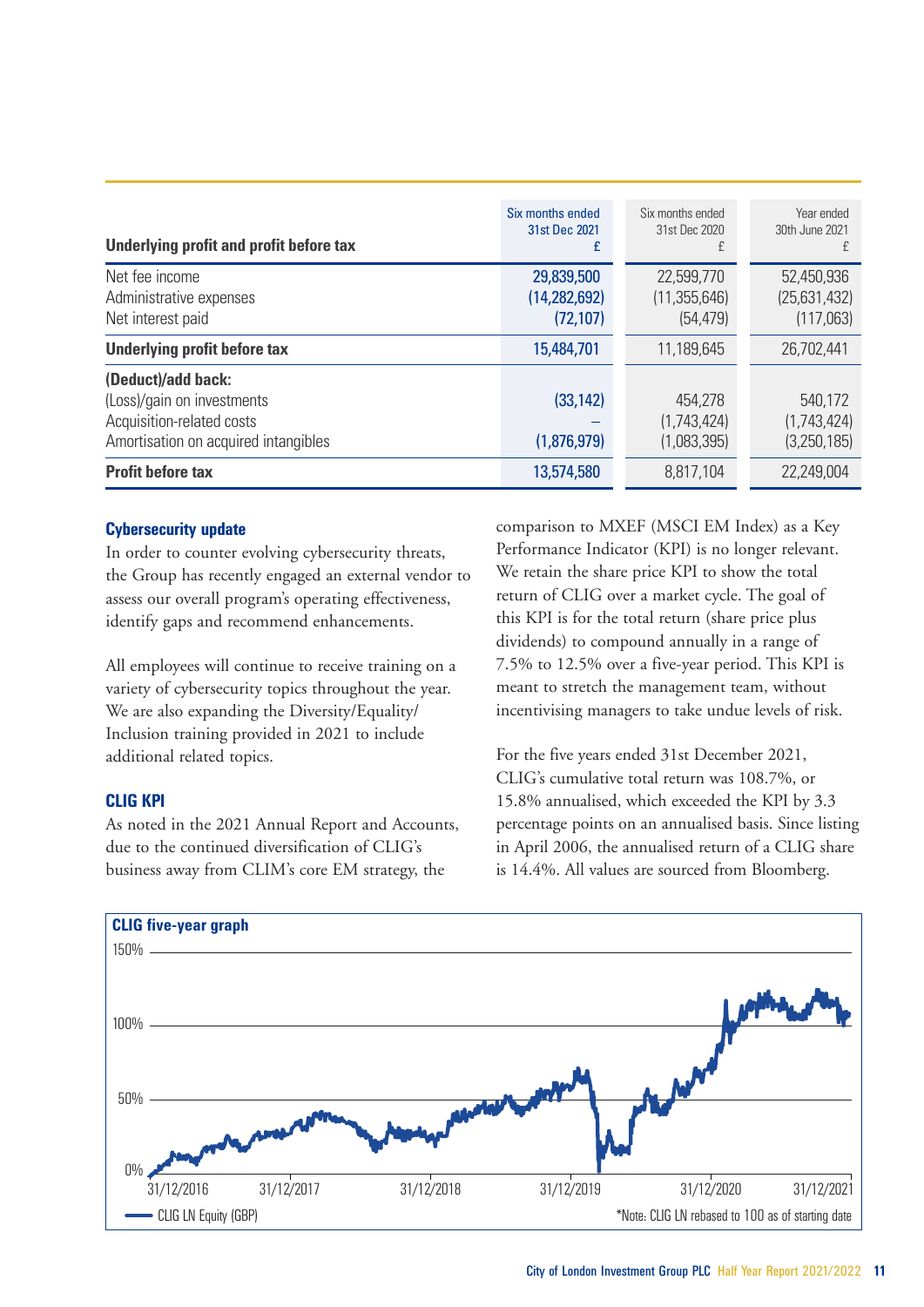| Underlying profit and profit before tax | Six months ended 31st Dec 2021 £ | Six months ended 31st Dec 2020 £ | Year ended 30th June 2021 £ |
|---|---|---|---|
| Net fee income | 29,839,500 | 22,599,770 | 52,450,936 |
| Administrative expenses | (14,282,692) | (11,355,646) | (25,631,432) |
| Net interest paid | (72,107) | (54,479) | (117,063) |
| **Underlying profit before tax** | **15,484,701** | 11,189,645 | 26,702,441 |
| **(Deduct)/add back:** | | | |
| (Loss)/gain on investments | (33,142) | 454,278 | 540,172 |
| Acquisition-related costs | – | (1,743,424) | (1,743,424) |
| Amortisation on acquired intangibles | (1,876,979) | (1,083,395) | (3,250,185) |
| **Profit before tax** | **13,574,580** | 8,817,104 | 22,249,004 |

### Cybersecurity update

In order to counter evolving cybersecurity threats, the Group has recently engaged an external vendor to assess our overall program's operating effectiveness, identify gaps and recommend enhancements.

All employees will continue to receive training on a variety of cybersecurity topics throughout the year. We are also expanding the Diversity/Equality/Inclusion training provided in 2021 to include additional related topics.

### CLIG KPI

As noted in the 2021 Annual Report and Accounts, due to the continued diversification of CLIG's business away from CLIM's core EM strategy, the comparison to MXEF (MSCI EM Index) as a Key Performance Indicator (KPI) is no longer relevant. We retain the share price KPI to show the total return of CLIG over a market cycle. The goal of this KPI is for the total return (share price plus dividends) to compound annually in a range of 7.5% to 12.5% over a five-year period. This KPI is meant to stretch the management team, without incentivising managers to take undue levels of risk.

For the five years ended 31st December 2021, CLIG's cumulative total return was 108.7%, or 15.8% annualised, which exceeded the KPI by 3.3 percentage points on an annualised basis. Since listing in April 2006, the annualised return of a CLIG share is 14.4%. All values are sourced from Bloomberg.

**CLIG five-year graph**

*Note: CLIG LN rebased to 100 as of starting date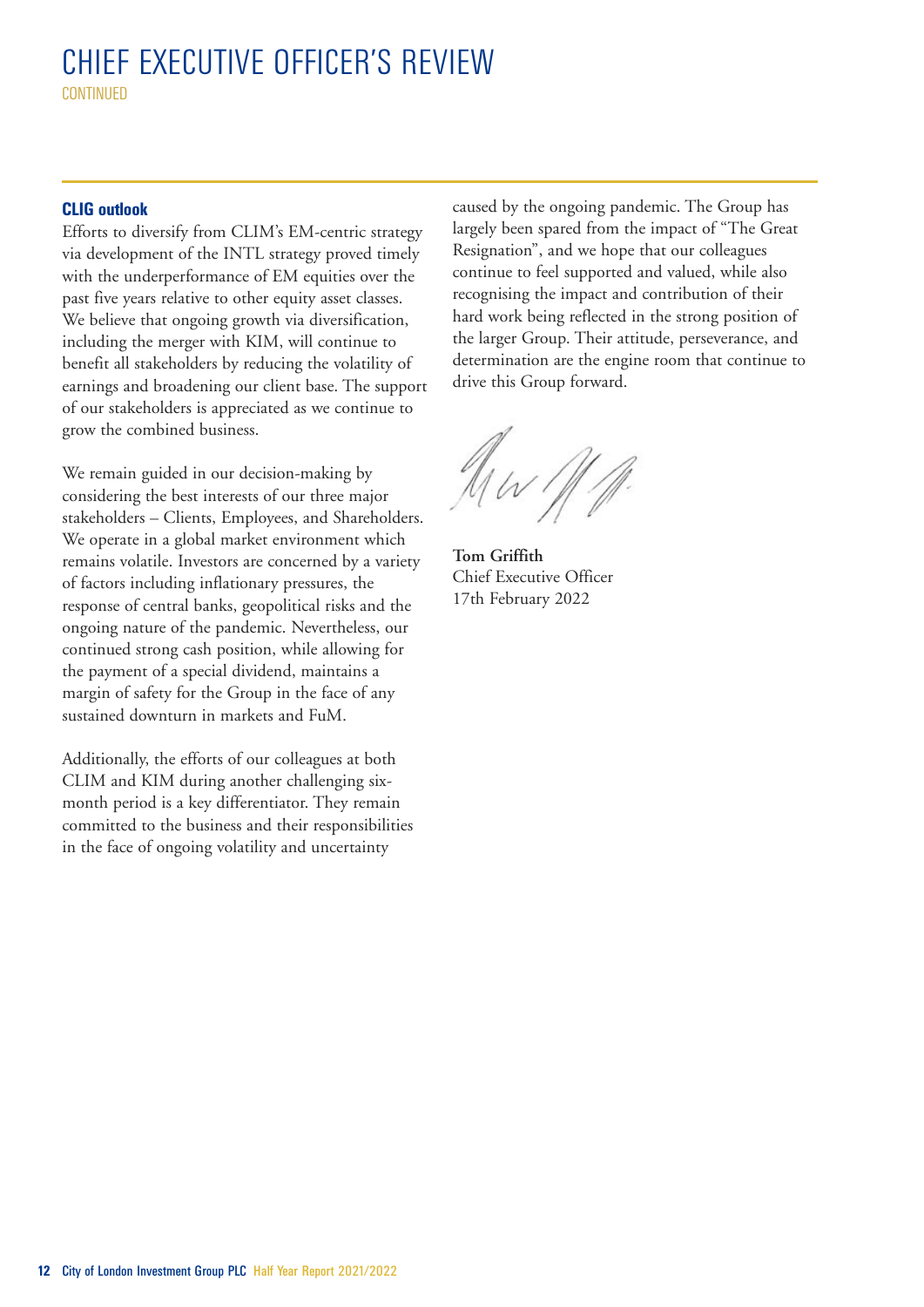# CHIEF EXECUTIVE OFFICER'S REVIEW

CONTINUED

### CLIG outlook

Efforts to diversify from CLIM's EM-centric strategy via development of the INTL strategy proved timely with the underperformance of EM equities over the past five years relative to other equity asset classes. We believe that ongoing growth via diversification, including the merger with KIM, will continue to benefit all stakeholders by reducing the volatility of earnings and broadening our client base. The support of our stakeholders is appreciated as we continue to grow the combined business.

We remain guided in our decision-making by considering the best interests of our three major stakeholders – Clients, Employees, and Shareholders. We operate in a global market environment which remains volatile. Investors are concerned by a variety of factors including inflationary pressures, the response of central banks, geopolitical risks and the ongoing nature of the pandemic. Nevertheless, our continued strong cash position, while allowing for the payment of a special dividend, maintains a margin of safety for the Group in the face of any sustained downturn in markets and FuM.

Additionally, the efforts of our colleagues at both CLIM and KIM during another challenging six-month period is a key differentiator. They remain committed to the business and their responsibilities in the face of ongoing volatility and uncertainty caused by the ongoing pandemic. The Group has largely been spared from the impact of "The Great Resignation", and we hope that our colleagues continue to feel supported and valued, while also recognising the impact and contribution of their hard work being reflected in the strong position of the larger Group. Their attitude, perseverance, and determination are the engine room that continue to drive this Group forward.

**Tom Griffith**
Chief Executive Officer
17th February 2022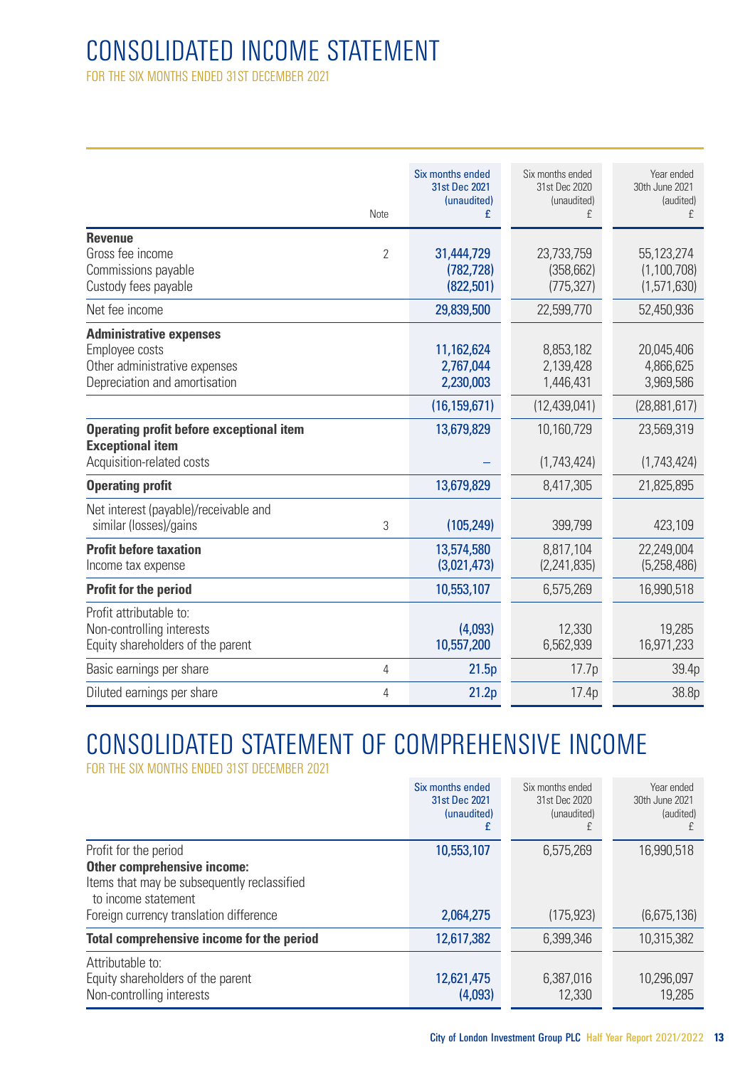# CONSOLIDATED INCOME STATEMENT

FOR THE SIX MONTHS ENDED 31ST DECEMBER 2021

| | Note | Six months ended 31st Dec 2021 (unaudited) £ | Six months ended 31st Dec 2020 (unaudited) £ | Year ended 30th June 2021 (audited) £ |
|---|---|---|---|---|
| **Revenue** | | | | |
| Gross fee income | 2 | 31,444,729 | 23,733,759 | 55,123,274 |
| Commissions payable | | (782,728) | (358,662) | (1,100,708) |
| Custody fees payable | | (822,501) | (775,327) | (1,571,630) |
| Net fee income | | 29,839,500 | 22,599,770 | 52,450,936 |
| **Administrative expenses** | | | | |
| Employee costs | | 11,162,624 | 8,853,182 | 20,045,406 |
| Other administrative expenses | | 2,767,044 | 2,139,428 | 4,866,625 |
| Depreciation and amortisation | | 2,230,003 | 1,446,431 | 3,969,586 |
| | | (16,159,671) | (12,439,041) | (28,881,617) |
| **Operating profit before exceptional item** | | 13,679,829 | 10,160,729 | 23,569,319 |
| **Exceptional item** | | | | |
| Acquisition-related costs | | – | (1,743,424) | (1,743,424) |
| **Operating profit** | | 13,679,829 | 8,417,305 | 21,825,895 |
| Net interest (payable)/receivable and similar (losses)/gains | 3 | (105,249) | 399,799 | 423,109 |
| **Profit before taxation** | | 13,574,580 | 8,817,104 | 22,249,004 |
| Income tax expense | | (3,021,473) | (2,241,835) | (5,258,486) |
| **Profit for the period** | | 10,553,107 | 6,575,269 | 16,990,518 |
| Profit attributable to: | | | | |
| Non-controlling interests | | (4,093) | 12,330 | 19,285 |
| Equity shareholders of the parent | | 10,557,200 | 6,562,939 | 16,971,233 |
| Basic earnings per share | 4 | 21.5p | 17.7p | 39.4p |
| Diluted earnings per share | 4 | 21.2p | 17.4p | 38.8p |

# CONSOLIDATED STATEMENT OF COMPREHENSIVE INCOME

FOR THE SIX MONTHS ENDED 31ST DECEMBER 2021

| | Six months ended 31st Dec 2021 (unaudited) £ | Six months ended 31st Dec 2020 (unaudited) £ | Year ended 30th June 2021 (audited) £ |
|---|---|---|---|
| Profit for the period | 10,553,107 | 6,575,269 | 16,990,518 |
| **Other comprehensive income:** | | | |
| Items that may be subsequently reclassified to income statement | | | |
| Foreign currency translation difference | 2,064,275 | (175,923) | (6,675,136) |
| **Total comprehensive income for the period** | 12,617,382 | 6,399,346 | 10,315,382 |
| Attributable to: | | | |
| Equity shareholders of the parent | 12,621,475 | 6,387,016 | 10,296,097 |
| Non-controlling interests | (4,093) | 12,330 | 19,285 |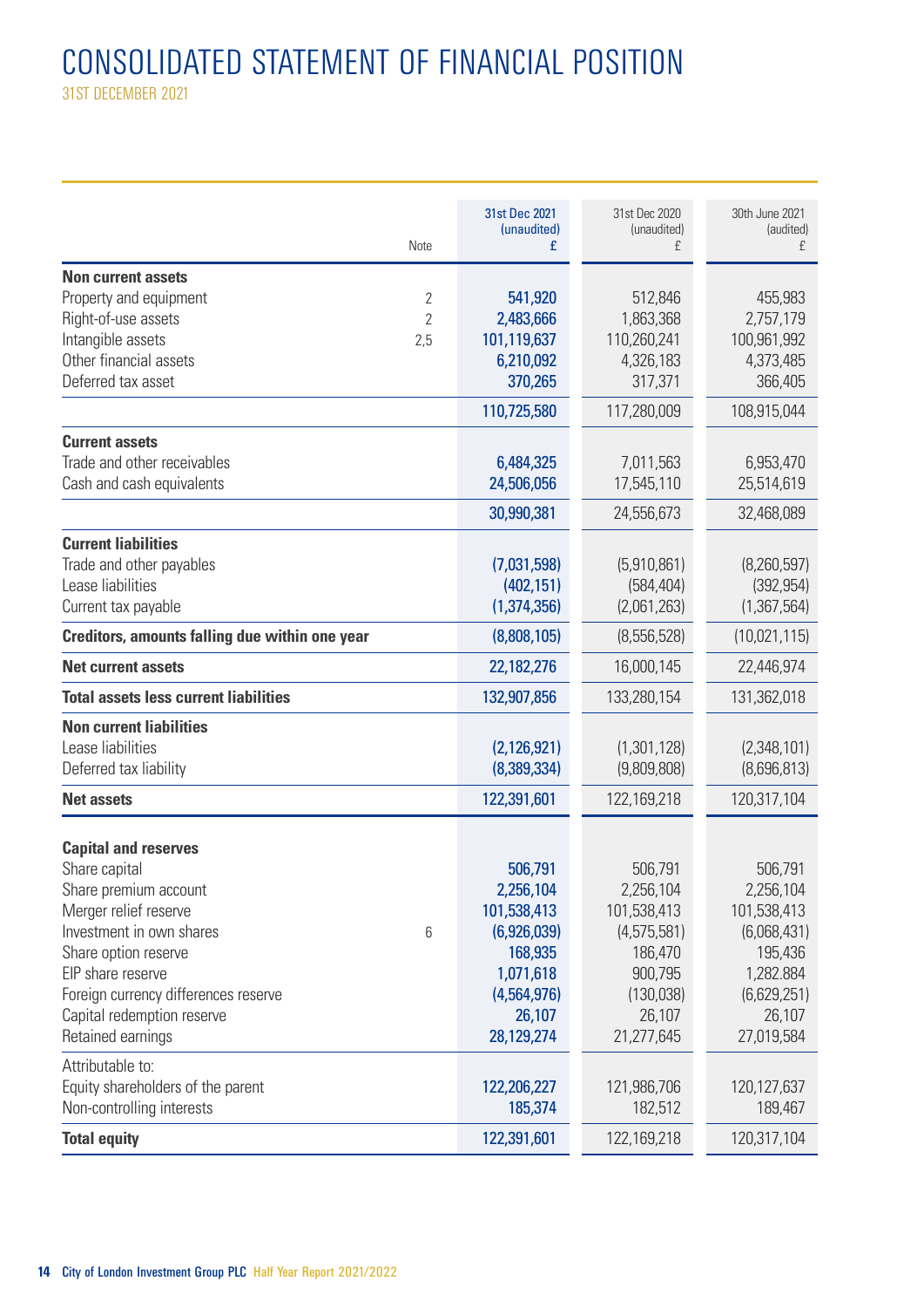# CONSOLIDATED STATEMENT OF FINANCIAL POSITION

31ST DECEMBER 2021

| | Note | 31st Dec 2021 (unaudited) £ | 31st Dec 2020 (unaudited) £ | 30th June 2021 (audited) £ |
|---|---|---|---|---|
| **Non current assets** | | | | |
| Property and equipment | 2 | 541,920 | 512,846 | 455,983 |
| Right-of-use assets | 2 | 2,483,666 | 1,863,368 | 2,757,179 |
| Intangible assets | 2,5 | 101,119,637 | 110,260,241 | 100,961,992 |
| Other financial assets | | 6,210,092 | 4,326,183 | 4,373,485 |
| Deferred tax asset | | 370,265 | 317,371 | 366,405 |
| | | 110,725,580 | 117,280,009 | 108,915,044 |
| **Current assets** | | | | |
| Trade and other receivables | | 6,484,325 | 7,011,563 | 6,953,470 |
| Cash and cash equivalents | | 24,506,056 | 17,545,110 | 25,514,619 |
| | | 30,990,381 | 24,556,673 | 32,468,089 |
| **Current liabilities** | | | | |
| Trade and other payables | | (7,031,598) | (5,910,861) | (8,260,597) |
| Lease liabilities | | (402,151) | (584,404) | (392,954) |
| Current tax payable | | (1,374,356) | (2,061,263) | (1,367,564) |
| **Creditors, amounts falling due within one year** | | (8,808,105) | (8,556,528) | (10,021,115) |
| **Net current assets** | | 22,182,276 | 16,000,145 | 22,446,974 |
| **Total assets less current liabilities** | | 132,907,856 | 133,280,154 | 131,362,018 |
| **Non current liabilities** | | | | |
| Lease liabilities | | (2,126,921) | (1,301,128) | (2,348,101) |
| Deferred tax liability | | (8,389,334) | (9,809,808) | (8,696,813) |
| **Net assets** | | 122,391,601 | 122,169,218 | 120,317,104 |
| **Capital and reserves** | | | | |
| Share capital | | 506,791 | 506,791 | 506,791 |
| Share premium account | | 2,256,104 | 2,256,104 | 2,256,104 |
| Merger relief reserve | | 101,538,413 | 101,538,413 | 101,538,413 |
| Investment in own shares | 6 | (6,926,039) | (4,575,581) | (6,068,431) |
| Share option reserve | | 168,935 | 186,470 | 195,436 |
| EIP share reserve | | 1,071,618 | 900,795 | 1,282,884 |
| Foreign currency differences reserve | | (4,564,976) | (130,038) | (6,629,251) |
| Capital redemption reserve | | 26,107 | 26,107 | 26,107 |
| Retained earnings | | 28,129,274 | 21,277,645 | 27,019,584 |
| Attributable to: | | | | |
| Equity shareholders of the parent | | 122,206,227 | 121,986,706 | 120,127,637 |
| Non-controlling interests | | 185,374 | 182,512 | 189,467 |
| **Total equity** | | 122,391,601 | 122,169,218 | 120,317,104 |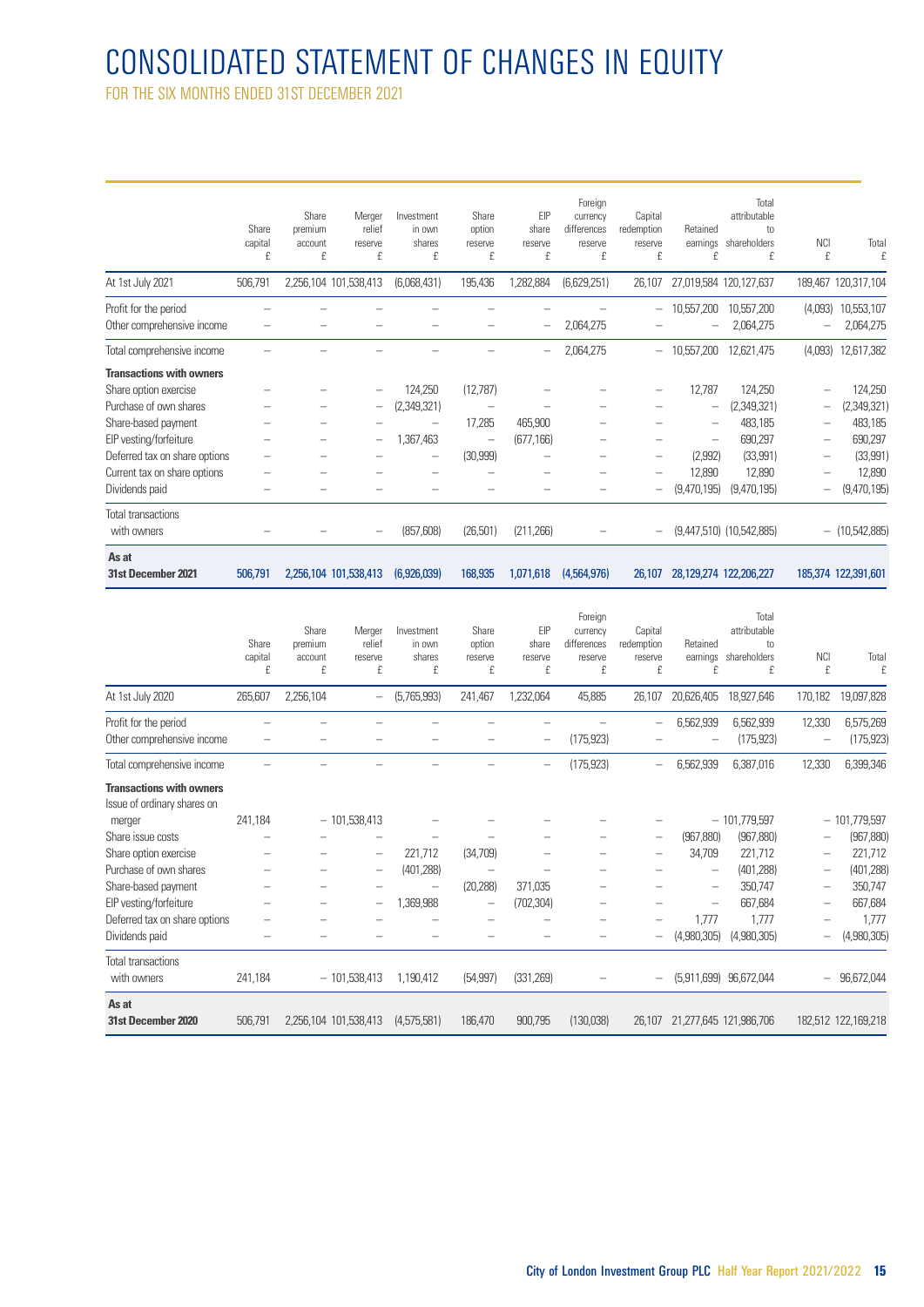# CONSOLIDATED STATEMENT OF CHANGES IN EQUITY

FOR THE SIX MONTHS ENDED 31ST DECEMBER 2021

| | Share capital £ | Share premium account £ | Merger relief reserve £ | Investment in own shares £ | Share option reserve £ | EIP share reserve £ | Foreign currency differences reserve £ | Capital redemption reserve £ | Retained earnings £ | Total attributable to shareholders £ | NCI £ | Total £ |
|---|---|---|---|---|---|---|---|---|---|---|---|---|
| At 1st July 2021 | 506,791 | 2,256,104 | 101,538,413 | (6,068,431) | 195,436 | 1,282,884 | (6,629,251) | 26,107 | 27,019,584 | 120,127,637 | 189,467 | 120,317,104 |
| Profit for the period | – | – | – | – | – | – | – | – | 10,557,200 | 10,557,200 | (4,093) | 10,553,107 |
| Other comprehensive income | – | – | – | – | – | – | 2,064,275 | – | – | 2,064,275 | – | 2,064,275 |
| Total comprehensive income | – | – | – | – | – | – | 2,064,275 | – | 10,557,200 | 12,621,475 | (4,093) | 12,617,382 |
| **Transactions with owners** | | | | | | | | | | | | |
| Share option exercise | – | – | – | 124,250 | (12,787) | – | – | – | 12,787 | 124,250 | – | 124,250 |
| Purchase of own shares | – | – | – | (2,349,321) | – | – | – | – | – | (2,349,321) | – | (2,349,321) |
| Share-based payment | – | – | – | – | 17,285 | 465,900 | – | – | – | 483,185 | – | 483,185 |
| EIP vesting/forfeiture | – | – | – | 1,367,463 | – | (677,166) | – | – | – | 690,297 | – | 690,297 |
| Deferred tax on share options | – | – | – | – | (30,999) | – | – | – | (2,992) | (33,991) | – | (33,991) |
| Current tax on share options | – | – | – | – | – | – | – | – | 12,890 | 12,890 | – | 12,890 |
| Dividends paid | – | – | – | – | – | – | – | – | (9,470,195) | (9,470,195) | – | (9,470,195) |
| Total transactions with owners | – | – | – | (857,608) | (26,501) | (211,266) | – | – | (9,447,510) | (10,542,885) | – | (10,542,885) |
| **As at 31st December 2021** | **506,791** | **2,256,104** | **101,538,413** | **(6,926,039)** | **168,935** | **1,071,618** | **(4,564,976)** | **26,107** | **28,129,274** | **122,206,227** | **185,374** | **122,391,601** |

| | Share capital £ | Share premium account £ | Merger relief reserve £ | Investment in own shares £ | Share option reserve £ | EIP share reserve £ | Foreign currency differences reserve £ | Capital redemption reserve £ | Retained earnings £ | Total attributable to shareholders £ | NCI £ | Total £ |
|---|---|---|---|---|---|---|---|---|---|---|---|---|
| At 1st July 2020 | 265,607 | 2,256,104 | – | (5,765,993) | 241,467 | 1,232,064 | 45,885 | 26,107 | 20,626,405 | 18,927,646 | 170,182 | 19,097,828 |
| Profit for the period | – | – | – | – | – | – | – | – | 6,562,939 | 6,562,939 | 12,330 | 6,575,269 |
| Other comprehensive income | – | – | – | – | – | – | (175,923) | – | – | (175,923) | – | (175,923) |
| Total comprehensive income | – | – | – | – | – | – | (175,923) | – | 6,562,939 | 6,387,016 | 12,330 | 6,399,346 |
| **Transactions with owners** | | | | | | | | | | | | |
| Issue of ordinary shares on merger | 241,184 | – | 101,538,413 | – | – | – | – | – | – | 101,779,597 | – | 101,779,597 |
| Share issue costs | – | – | – | – | – | – | – | – | (967,880) | (967,880) | – | (967,880) |
| Share option exercise | – | – | – | 221,712 | (34,709) | – | – | – | 34,709 | 221,712 | – | 221,712 |
| Purchase of own shares | – | – | – | (401,288) | – | – | – | – | – | (401,288) | – | (401,288) |
| Share-based payment | – | – | – | – | (20,288) | 371,035 | – | – | – | 350,747 | – | 350,747 |
| EIP vesting/forfeiture | – | – | – | 1,369,988 | – | (702,304) | – | – | – | 667,684 | – | 667,684 |
| Deferred tax on share options | – | – | – | – | – | – | – | – | 1,777 | 1,777 | – | 1,777 |
| Dividends paid | – | – | – | – | – | – | – | – | (4,980,305) | (4,980,305) | – | (4,980,305) |
| Total transactions with owners | 241,184 | – | 101,538,413 | 1,190,412 | (54,997) | (331,269) | – | – | (5,911,699) | 96,672,044 | – | 96,672,044 |
| **As at 31st December 2020** | **506,791** | **2,256,104** | **101,538,413** | **(4,575,581)** | **186,470** | **900,795** | **(130,038)** | **26,107** | **21,277,645** | **121,986,706** | **182,512** | **122,169,218** |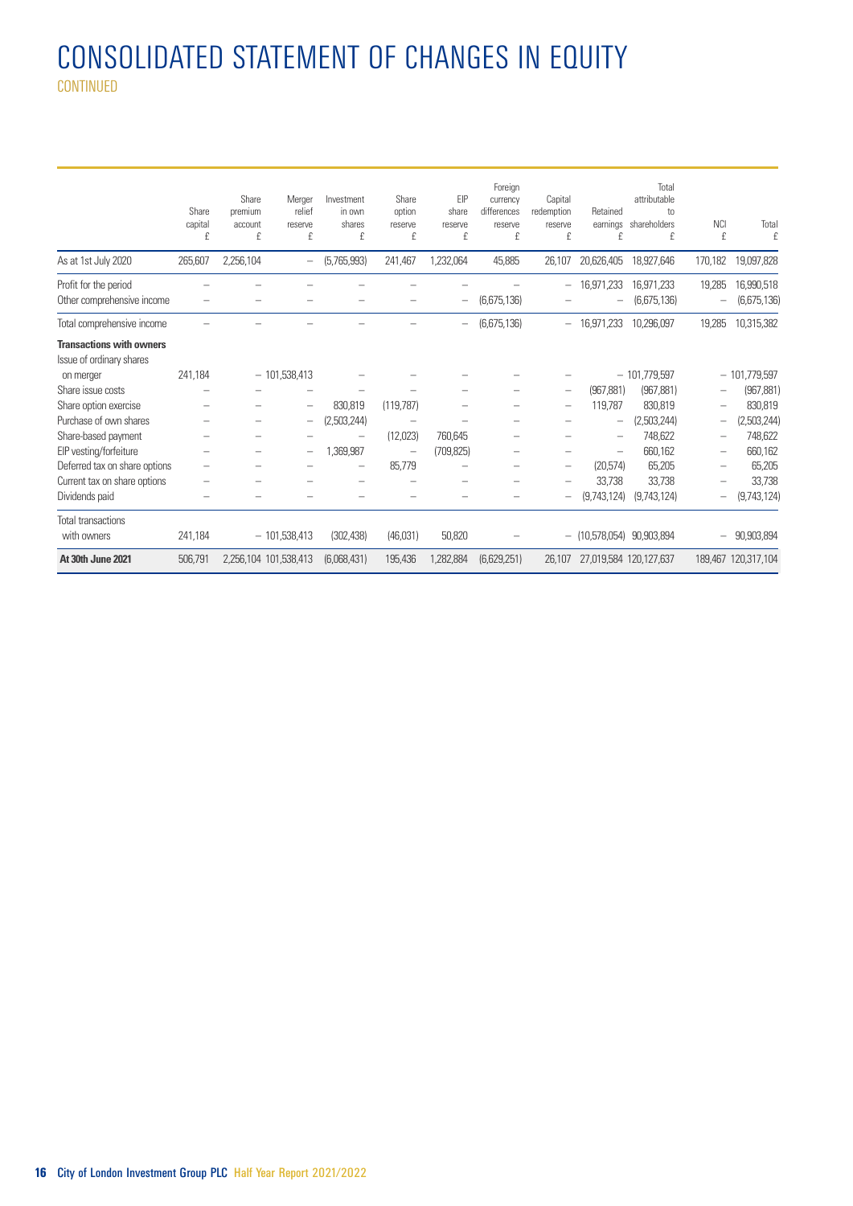# CONSOLIDATED STATEMENT OF CHANGES IN EQUITY

CONTINUED

| | Share capital £ | Share premium account £ | Merger relief reserve £ | Investment in own shares £ | Share option reserve £ | EIP share reserve £ | Foreign currency differences reserve £ | Capital redemption reserve £ | Retained earnings £ | Total attributable to shareholders £ | NCI £ | Total £ |
|---|---|---|---|---|---|---|---|---|---|---|---|---|
| As at 1st July 2020 | 265,607 | 2,256,104 | – | (5,765,993) | 241,467 | 1,232,064 | 45,885 | 26,107 | 20,626,405 | 18,927,646 | 170,182 | 19,097,828 |
| Profit for the period | – | – | – | – | – | – | – | – | 16,971,233 | 16,971,233 | 19,285 | 16,990,518 |
| Other comprehensive income | – | – | – | – | – | – | (6,675,136) | – | – | (6,675,136) | – | (6,675,136) |
| Total comprehensive income | – | – | – | – | – | – | (6,675,136) | – | 16,971,233 | 10,296,097 | 19,285 | 10,315,382 |
| **Transactions with owners** | | | | | | | | | | | | |
| Issue of ordinary shares on merger | 241,184 | – | 101,538,413 | – | – | – | – | – | – | 101,779,597 | – | 101,779,597 |
| Share issue costs | – | – | – | – | – | – | – | – | (967,881) | (967,881) | – | (967,881) |
| Share option exercise | – | – | – | 830,819 | (119,787) | – | – | – | 119,787 | 830,819 | – | 830,819 |
| Purchase of own shares | – | – | – | (2,503,244) | – | – | – | – | – | (2,503,244) | – | (2,503,244) |
| Share-based payment | – | – | – | – | (12,023) | 760,645 | – | – | – | 748,622 | – | 748,622 |
| EIP vesting/forfeiture | – | – | – | 1,369,987 | – | (709,825) | – | – | – | 660,162 | – | 660,162 |
| Deferred tax on share options | – | – | – | – | 85,779 | – | – | – | (20,574) | 65,205 | – | 65,205 |
| Current tax on share options | – | – | – | – | – | – | – | – | 33,738 | 33,738 | – | 33,738 |
| Dividends paid | – | – | – | – | – | – | – | – | (9,743,124) | (9,743,124) | – | (9,743,124) |
| Total transactions with owners | 241,184 | – | 101,538,413 | (302,438) | (46,031) | 50,820 | – | – | (10,578,054) | 90,903,894 | – | 90,903,894 |
| **At 30th June 2021** | 506,791 | 2,256,104 | 101,538,413 | (6,068,431) | 195,436 | 1,282,884 | (6,629,251) | 26,107 | 27,019,584 | 120,127,637 | 189,467 | 120,317,104 |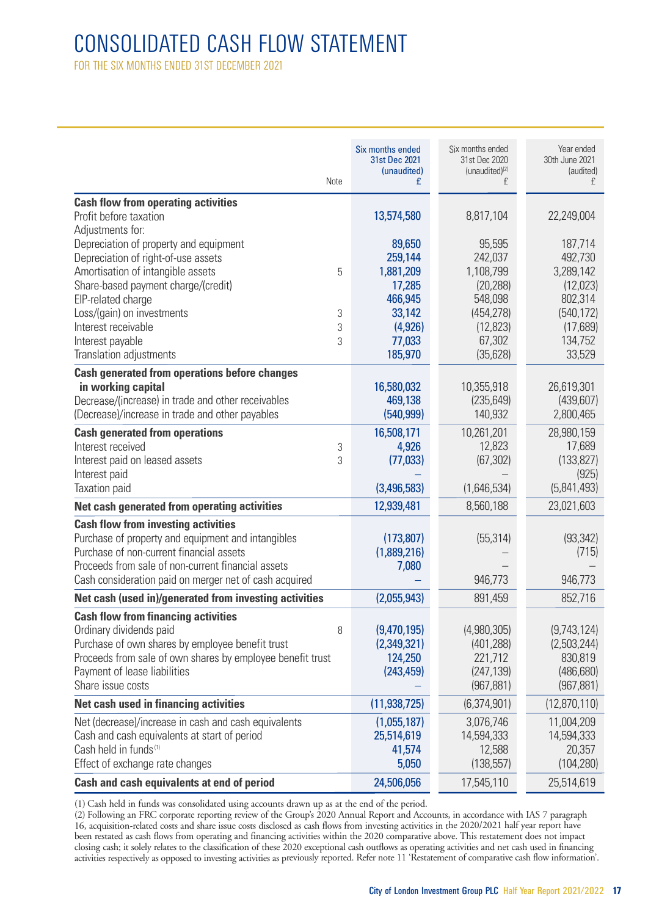# CONSOLIDATED CASH FLOW STATEMENT

FOR THE SIX MONTHS ENDED 31ST DECEMBER 2021

| | Note | Six months ended 31st Dec 2021 (unaudited) £ | Six months ended 31st Dec 2020 (unaudited)[2] £ | Year ended 30th June 2021 (audited) £ |
|---|---|---|---|---|
| **Cash flow from operating activities** | | | | |
| Profit before taxation | | 13,574,580 | 8,817,104 | 22,249,004 |
| Adjustments for: | | | | |
| Depreciation of property and equipment | | 89,650 | 95,595 | 187,714 |
| Depreciation of right-of-use assets | | 259,144 | 242,037 | 492,730 |
| Amortisation of intangible assets | 5 | 1,881,209 | 1,108,799 | 3,289,142 |
| Share-based payment charge/(credit) | | 17,285 | (20,288) | (12,023) |
| EIP-related charge | | 466,945 | 548,098 | 802,314 |
| Loss/(gain) on investments | 3 | 33,142 | (454,278) | (540,172) |
| Interest receivable | 3 | (4,926) | (12,823) | (17,689) |
| Interest payable | 3 | 77,033 | 67,302 | 134,752 |
| Translation adjustments | | 185,970 | (35,628) | 33,529 |
| **Cash generated from operations before changes in working capital** | | 16,580,032 | 10,355,918 | 26,619,301 |
| Decrease/(increase) in trade and other receivables | | 469,138 | (235,649) | (439,607) |
| (Decrease)/increase in trade and other payables | | (540,999) | 140,932 | 2,800,465 |
| **Cash generated from operations** | | 16,508,171 | 10,261,201 | 28,980,159 |
| Interest received | 3 | 4,926 | 12,823 | 17,689 |
| Interest paid on leased assets | 3 | (77,033) | (67,302) | (133,827) |
| Interest paid | | – | – | (925) |
| Taxation paid | | (3,496,583) | (1,646,534) | (5,841,493) |
| **Net cash generated from operating activities** | | 12,939,481 | 8,560,188 | 23,021,603 |
| **Cash flow from investing activities** | | | | |
| Purchase of property and equipment and intangibles | | (173,807) | (55,314) | (93,342) |
| Purchase of non-current financial assets | | (1,889,216) | – | (715) |
| Proceeds from sale of non-current financial assets | | 7,080 | – | – |
| Cash consideration paid on merger net of cash acquired | | – | 946,773 | 946,773 |
| **Net cash (used in)/generated from investing activities** | | (2,055,943) | 891,459 | 852,716 |
| **Cash flow from financing activities** | | | | |
| Ordinary dividends paid | 8 | (9,470,195) | (4,980,305) | (9,743,124) |
| Purchase of own shares by employee benefit trust | | (2,349,321) | (401,288) | (2,503,244) |
| Proceeds from sale of own shares by employee benefit trust | | 124,250 | 221,712 | 830,819 |
| Payment of lease liabilities | | (243,459) | (247,139) | (486,680) |
| Share issue costs | | – | (967,881) | (967,881) |
| **Net cash used in financing activities** | | (11,938,725) | (6,374,901) | (12,870,110) |
| Net (decrease)/increase in cash and cash equivalents | | (1,055,187) | 3,076,746 | 11,004,209 |
| Cash and cash equivalents at start of period | | 25,514,619 | 14,594,333 | 14,594,333 |
| Cash held in funds[1] | | 41,574 | 12,588 | 20,357 |
| Effect of exchange rate changes | | 5,050 | (138,557) | (104,280) |
| **Cash and cash equivalents at end of period** | | 24,506,056 | 17,545,110 | 25,514,619 |

(1) Cash held in funds was consolidated using accounts drawn up as at the end of the period.

(2) Following an FRC corporate reporting review of the Group's 2020 Annual Report and Accounts, in accordance with IAS 7 paragraph 16, acquisition-related costs and share issue costs disclosed as cash flows from investing activities in the 2020/2021 half year report have been restated as cash flows from operating and financing activities within the 2020 comparative above. This restatement does not impact closing cash; it solely relates to the classification of these 2020 exceptional cash outflows as operating activities and net cash used in financing activities respectively as opposed to investing activities as previously reported. Refer note 11 'Restatement of comparative cash flow information'.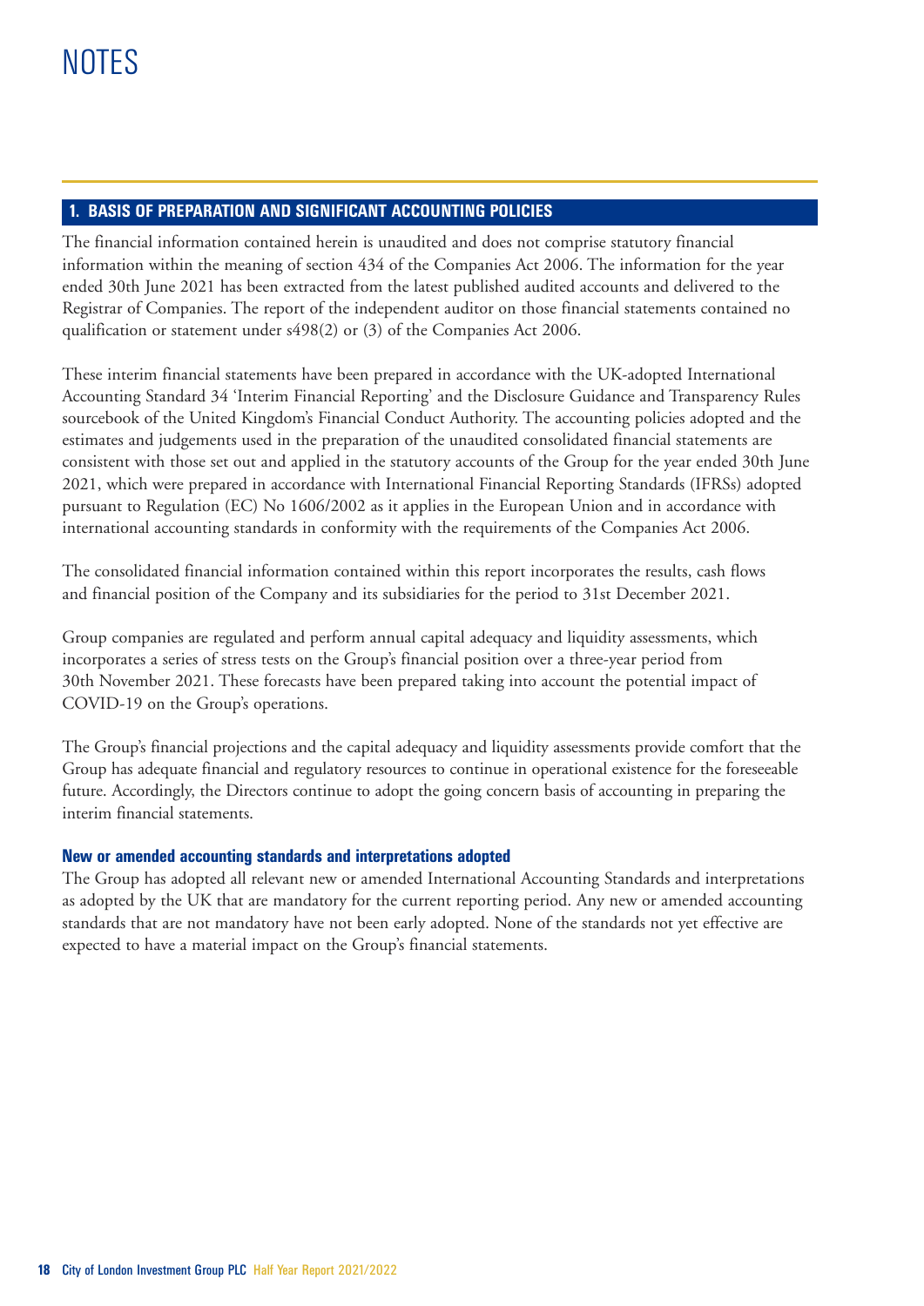# NOTES

## 1. BASIS OF PREPARATION AND SIGNIFICANT ACCOUNTING POLICIES

The financial information contained herein is unaudited and does not comprise statutory financial information within the meaning of section 434 of the Companies Act 2006. The information for the year ended 30th June 2021 has been extracted from the latest published audited accounts and delivered to the Registrar of Companies. The report of the independent auditor on those financial statements contained no qualification or statement under s498(2) or (3) of the Companies Act 2006.

These interim financial statements have been prepared in accordance with the UK-adopted International Accounting Standard 34 'Interim Financial Reporting' and the Disclosure Guidance and Transparency Rules sourcebook of the United Kingdom's Financial Conduct Authority. The accounting policies adopted and the estimates and judgements used in the preparation of the unaudited consolidated financial statements are consistent with those set out and applied in the statutory accounts of the Group for the year ended 30th June 2021, which were prepared in accordance with International Financial Reporting Standards (IFRSs) adopted pursuant to Regulation (EC) No 1606/2002 as it applies in the European Union and in accordance with international accounting standards in conformity with the requirements of the Companies Act 2006.

The consolidated financial information contained within this report incorporates the results, cash flows and financial position of the Company and its subsidiaries for the period to 31st December 2021.

Group companies are regulated and perform annual capital adequacy and liquidity assessments, which incorporates a series of stress tests on the Group's financial position over a three-year period from 30th November 2021. These forecasts have been prepared taking into account the potential impact of COVID-19 on the Group's operations.

The Group's financial projections and the capital adequacy and liquidity assessments provide comfort that the Group has adequate financial and regulatory resources to continue in operational existence for the foreseeable future. Accordingly, the Directors continue to adopt the going concern basis of accounting in preparing the interim financial statements.

### New or amended accounting standards and interpretations adopted

The Group has adopted all relevant new or amended International Accounting Standards and interpretations as adopted by the UK that are mandatory for the current reporting period. Any new or amended accounting standards that are not mandatory have not been early adopted. None of the standards not yet effective are expected to have a material impact on the Group's financial statements.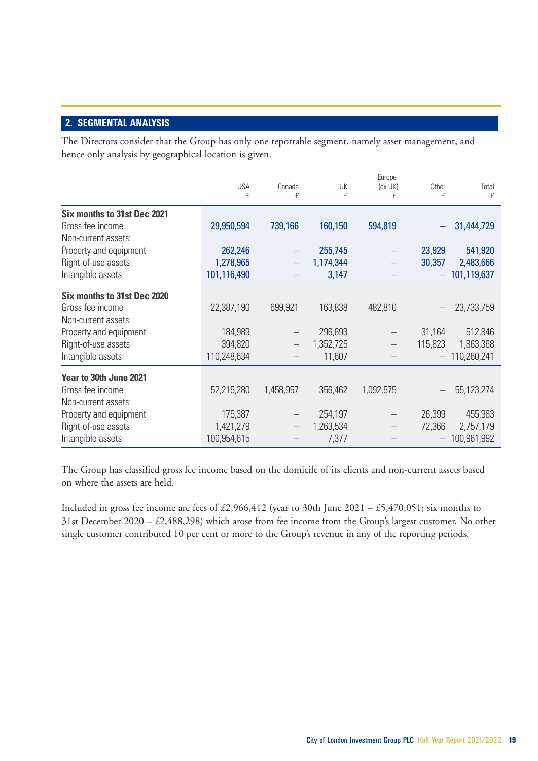## 2. SEGMENTAL ANALYSIS

The Directors consider that the Group has only one reportable segment, namely asset management, and hence only analysis by geographical location is given.

| | USA £ | Canada £ | UK £ | Europe (ex UK) £ | Other £ | Total £ |
|---|---|---|---|---|---|---|
| **Six months to 31st Dec 2021** | | | | | | |
| Gross fee income | **29,950,594** | **739,166** | **160,150** | **594,819** | **–** | **31,444,729** |
| Non-current assets: | | | | | | |
| Property and equipment | **262,246** | **–** | **255,745** | **–** | **23,929** | **541,920** |
| Right-of-use assets | **1,278,965** | **–** | **1,174,344** | **–** | **30,357** | **2,483,666** |
| Intangible assets | **101,116,490** | **–** | **3,147** | **–** | **–** | **101,119,637** |
| **Six months to 31st Dec 2020** | | | | | | |
| Gross fee income | 22,387,190 | 699,921 | 163,838 | 482,810 | – | 23,733,759 |
| Non-current assets: | | | | | | |
| Property and equipment | 184,989 | – | 296,693 | – | 31,164 | 512,846 |
| Right-of-use assets | 394,820 | – | 1,352,725 | – | 115,823 | 1,863,368 |
| Intangible assets | 110,248,634 | – | 11,607 | – | – | 110,260,241 |
| **Year to 30th June 2021** | | | | | | |
| Gross fee income | 52,215,280 | 1,458,957 | 356,462 | 1,092,575 | – | 55,123,274 |
| Non-current assets: | | | | | | |
| Property and equipment | 175,387 | – | 254,197 | – | 26,399 | 455,983 |
| Right-of-use assets | 1,421,279 | – | 1,263,534 | – | 72,366 | 2,757,179 |
| Intangible assets | 100,954,615 | – | 7,377 | – | – | 100,961,992 |

The Group has classified gross fee income based on the domicile of its clients and non-current assets based on where the assets are held.

Included in gross fee income are fees of £2,966,412 (year to 30th June 2021 – £5,470,051; six months to 31st December 2020 – £2,488,298) which arose from fee income from the Group's largest customer. No other single customer contributed 10 per cent or more to the Group's revenue in any of the reporting periods.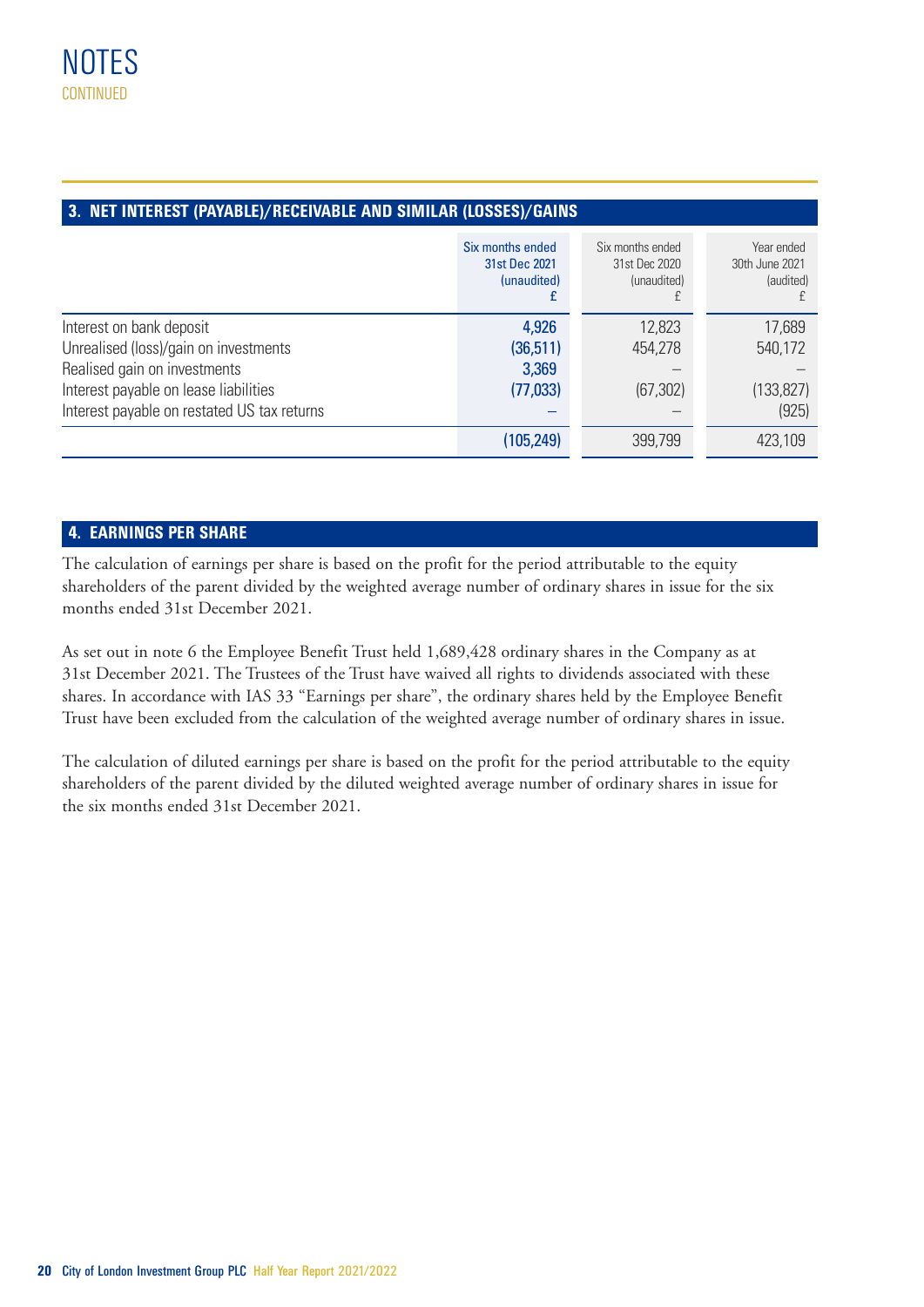# NOTES

CONTINUED

## 3. NET INTEREST (PAYABLE)/RECEIVABLE AND SIMILAR (LOSSES)/GAINS

| | Six months ended 31st Dec 2021 (unaudited) £ | Six months ended 31st Dec 2020 (unaudited) £ | Year ended 30th June 2021 (audited) £ |
|---|---|---|---|
| Interest on bank deposit | 4,926 | 12,823 | 17,689 |
| Unrealised (loss)/gain on investments | (36,511) | 454,278 | 540,172 |
| Realised gain on investments | 3,369 | – | – |
| Interest payable on lease liabilities | (77,033) | (67,302) | (133,827) |
| Interest payable on restated US tax returns | – | – | (925) |
| | (105,249) | 399,799 | 423,109 |

## 4. EARNINGS PER SHARE

The calculation of earnings per share is based on the profit for the period attributable to the equity shareholders of the parent divided by the weighted average number of ordinary shares in issue for the six months ended 31st December 2021.

As set out in note 6 the Employee Benefit Trust held 1,689,428 ordinary shares in the Company as at 31st December 2021. The Trustees of the Trust have waived all rights to dividends associated with these shares. In accordance with IAS 33 "Earnings per share", the ordinary shares held by the Employee Benefit Trust have been excluded from the calculation of the weighted average number of ordinary shares in issue.

The calculation of diluted earnings per share is based on the profit for the period attributable to the equity shareholders of the parent divided by the diluted weighted average number of ordinary shares in issue for the six months ended 31st December 2021.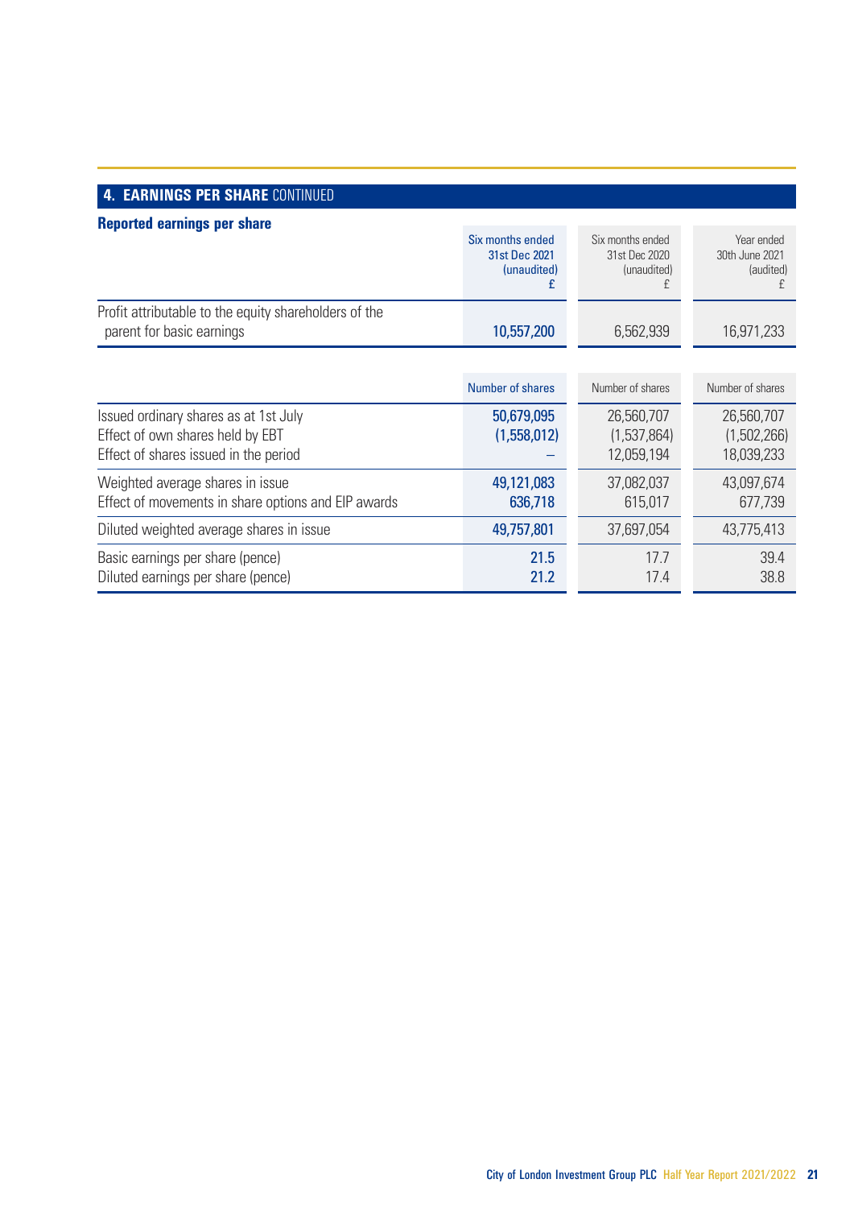## 4. EARNINGS PER SHARE CONTINUED

### Reported earnings per share

| | Six months ended 31st Dec 2021 (unaudited) £ | Six months ended 31st Dec 2020 (unaudited) £ | Year ended 30th June 2021 (audited) £ |
|---|---|---|---|
| Profit attributable to the equity shareholders of the parent for basic earnings | 10,557,200 | 6,562,939 | 16,971,233 |

| | Number of shares | Number of shares | Number of shares |
|---|---|---|---|
| Issued ordinary shares as at 1st July | 50,679,095 | 26,560,707 | 26,560,707 |
| Effect of own shares held by EBT | (1,558,012) | (1,537,864) | (1,502,266) |
| Effect of shares issued in the period | – | 12,059,194 | 18,039,233 |
| Weighted average shares in issue | 49,121,083 | 37,082,037 | 43,097,674 |
| Effect of movements in share options and EIP awards | 636,718 | 615,017 | 677,739 |
| Diluted weighted average shares in issue | 49,757,801 | 37,697,054 | 43,775,413 |
| Basic earnings per share (pence) | 21.5 | 17.7 | 39.4 |
| Diluted earnings per share (pence) | 21.2 | 17.4 | 38.8 |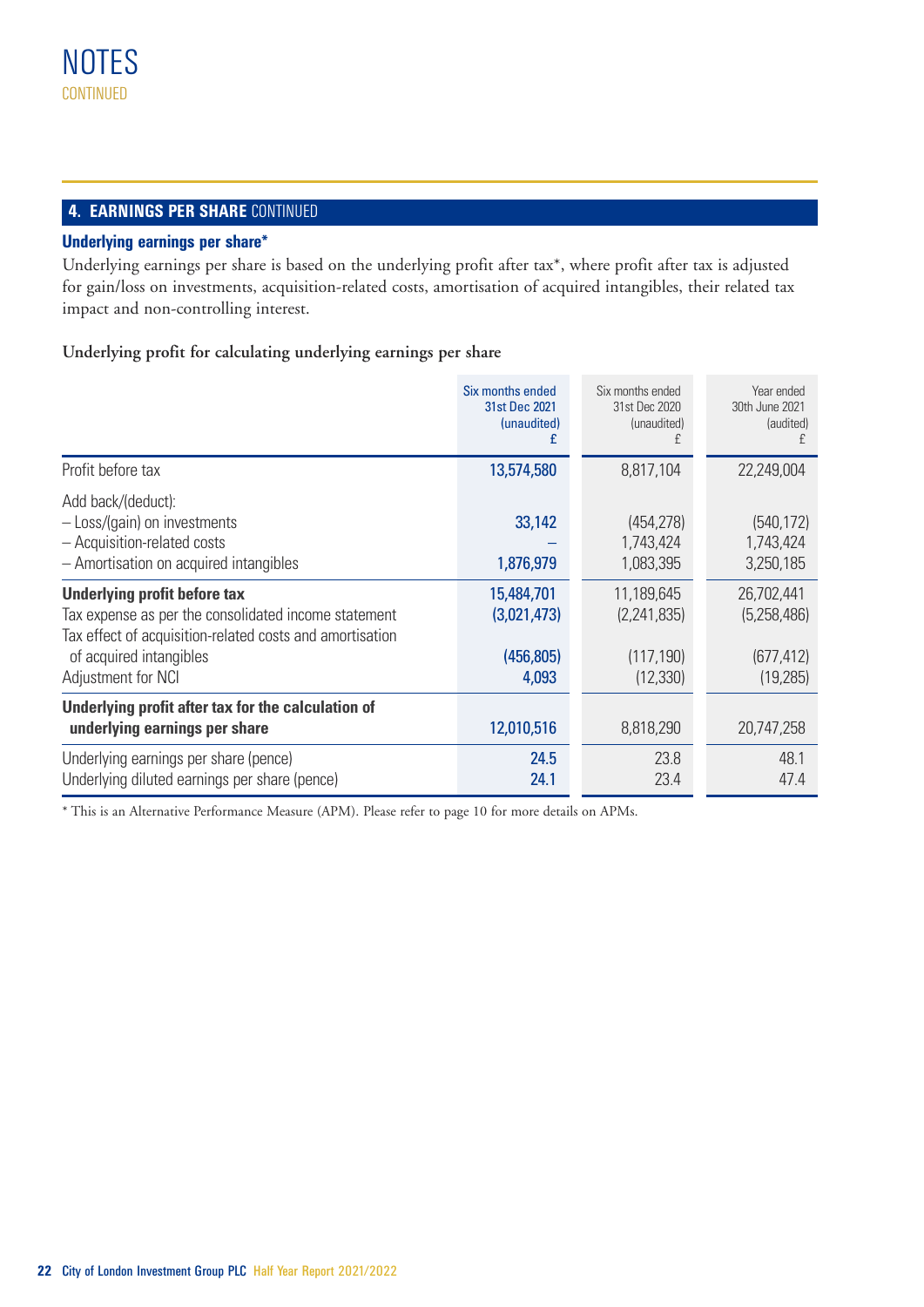# NOTES
CONTINUED

## 4. EARNINGS PER SHARE CONTINUED

### Underlying earnings per share*

Underlying earnings per share is based on the underlying profit after tax*, where profit after tax is adjusted for gain/loss on investments, acquisition-related costs, amortisation of acquired intangibles, their related tax impact and non-controlling interest.

**Underlying profit for calculating underlying earnings per share**

| | Six months ended 31st Dec 2021 (unaudited) £ | Six months ended 31st Dec 2020 (unaudited) £ | Year ended 30th June 2021 (audited) £ |
|---|---|---|---|
| Profit before tax | 13,574,580 | 8,817,104 | 22,249,004 |
| Add back/(deduct): | | | |
| – Loss/(gain) on investments | 33,142 | (454,278) | (540,172) |
| – Acquisition-related costs | – | 1,743,424 | 1,743,424 |
| – Amortisation on acquired intangibles | 1,876,979 | 1,083,395 | 3,250,185 |
| **Underlying profit before tax** | 15,484,701 | 11,189,645 | 26,702,441 |
| Tax expense as per the consolidated income statement | (3,021,473) | (2,241,835) | (5,258,486) |
| Tax effect of acquisition-related costs and amortisation of acquired intangibles | (456,805) | (117,190) | (677,412) |
| Adjustment for NCI | 4,093 | (12,330) | (19,285) |
| **Underlying profit after tax for the calculation of underlying earnings per share** | 12,010,516 | 8,818,290 | 20,747,258 |
| Underlying earnings per share (pence) | 24.5 | 23.8 | 48.1 |
| Underlying diluted earnings per share (pence) | 24.1 | 23.4 | 47.4 |

* This is an Alternative Performance Measure (APM). Please refer to page 10 for more details on APMs.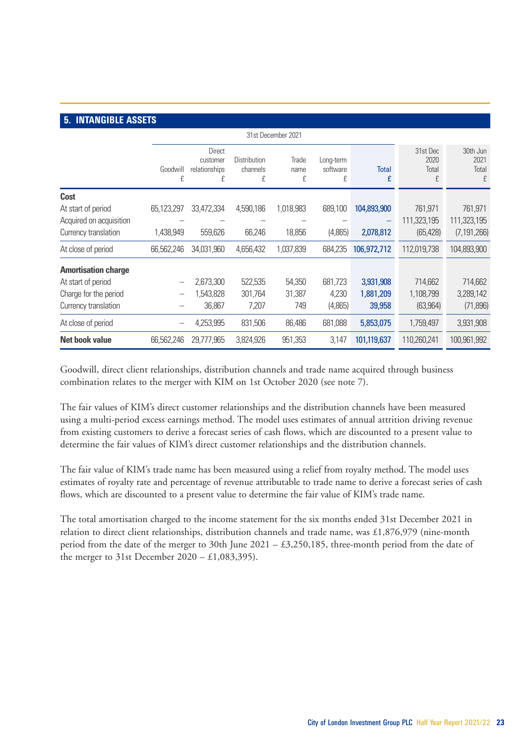## 5. INTANGIBLE ASSETS

| | 31st December 2021 | | | | | | | |
|---|---|---|---|---|---|---|---|---|
| | Goodwill £ | Direct customer relationships £ | Distribution channels £ | Trade name £ | Long-term software £ | Total £ | 31st Dec 2020 Total £ | 30th Jun 2021 Total £ |
| **Cost** | | | | | | | | |
| At start of period | 65,123,297 | 33,472,334 | 4,590,186 | 1,018,983 | 689,100 | 104,893,900 | 761,971 | 761,971 |
| Acquired on acquisition | – | – | – | – | – | – | 111,323,195 | 111,323,195 |
| Currency translation | 1,438,949 | 559,626 | 66,246 | 18,856 | (4,865) | 2,078,812 | (65,428) | (7,191,266) |
| At close of period | 66,562,246 | 34,031,960 | 4,656,432 | 1,037,839 | 684,235 | 106,972,712 | 112,019,738 | 104,893,900 |
| **Amortisation charge** | | | | | | | | |
| At start of period | – | 2,673,300 | 522,535 | 54,350 | 681,723 | 3,931,908 | 714,662 | 714,662 |
| Charge for the period | – | 1,543,828 | 301,764 | 31,387 | 4,230 | 1,881,209 | 1,108,799 | 3,289,142 |
| Currency translation | – | 36,867 | 7,207 | 749 | (4,865) | 39,958 | (63,964) | (71,896) |
| At close of period | – | 4,253,995 | 831,506 | 86,486 | 681,088 | 5,853,075 | 1,759,497 | 3,931,908 |
| **Net book value** | 66,562,246 | 29,777,965 | 3,824,926 | 951,353 | 3,147 | 101,119,637 | 110,260,241 | 100,961,992 |

Goodwill, direct client relationships, distribution channels and trade name acquired through business combination relates to the merger with KIM on 1st October 2020 (see note 7).

The fair values of KIM's direct customer relationships and the distribution channels have been measured using a multi-period excess earnings method. The model uses estimates of annual attrition driving revenue from existing customers to derive a forecast series of cash flows, which are discounted to a present value to determine the fair values of KIM's direct customer relationships and the distribution channels.

The fair value of KIM's trade name has been measured using a relief from royalty method. The model uses estimates of royalty rate and percentage of revenue attributable to trade name to derive a forecast series of cash flows, which are discounted to a present value to determine the fair value of KIM's trade name.

The total amortisation charged to the income statement for the six months ended 31st December 2021 in relation to direct client relationships, distribution channels and trade name, was £1,876,979 (nine-month period from the date of the merger to 30th June 2021 – £3,250,185, three-month period from the date of the merger to 31st December 2020 – £1,083,395).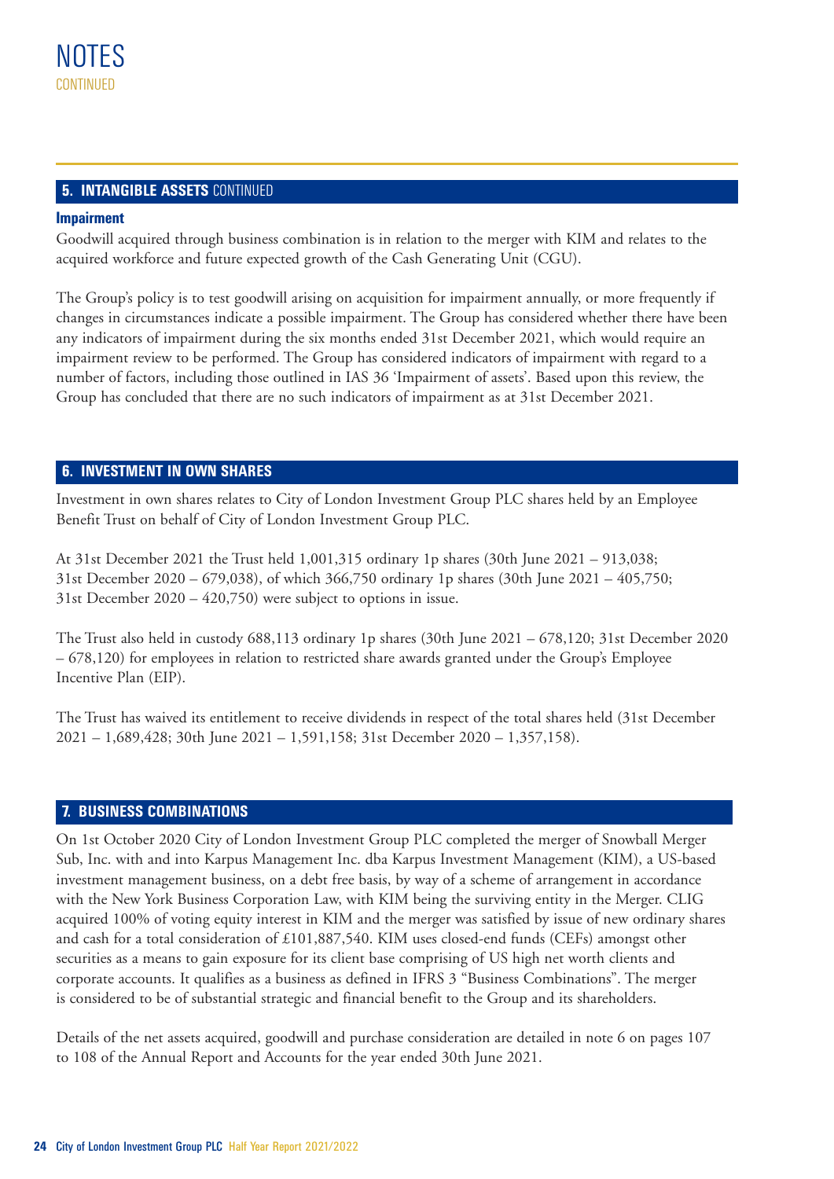# NOTES
CONTINUED

## 5. INTANGIBLE ASSETS CONTINUED

### Impairment

Goodwill acquired through business combination is in relation to the merger with KIM and relates to the acquired workforce and future expected growth of the Cash Generating Unit (CGU).

The Group's policy is to test goodwill arising on acquisition for impairment annually, or more frequently if changes in circumstances indicate a possible impairment. The Group has considered whether there have been any indicators of impairment during the six months ended 31st December 2021, which would require an impairment review to be performed. The Group has considered indicators of impairment with regard to a number of factors, including those outlined in IAS 36 'Impairment of assets'. Based upon this review, the Group has concluded that there are no such indicators of impairment as at 31st December 2021.

## 6. INVESTMENT IN OWN SHARES

Investment in own shares relates to City of London Investment Group PLC shares held by an Employee Benefit Trust on behalf of City of London Investment Group PLC.

At 31st December 2021 the Trust held 1,001,315 ordinary 1p shares (30th June 2021 – 913,038; 31st December 2020 – 679,038), of which 366,750 ordinary 1p shares (30th June 2021 – 405,750; 31st December 2020 – 420,750) were subject to options in issue.

The Trust also held in custody 688,113 ordinary 1p shares (30th June 2021 – 678,120; 31st December 2020 – 678,120) for employees in relation to restricted share awards granted under the Group's Employee Incentive Plan (EIP).

The Trust has waived its entitlement to receive dividends in respect of the total shares held (31st December 2021 – 1,689,428; 30th June 2021 – 1,591,158; 31st December 2020 – 1,357,158).

## 7. BUSINESS COMBINATIONS

On 1st October 2020 City of London Investment Group PLC completed the merger of Snowball Merger Sub, Inc. with and into Karpus Management Inc. dba Karpus Investment Management (KIM), a US-based investment management business, on a debt free basis, by way of a scheme of arrangement in accordance with the New York Business Corporation Law, with KIM being the surviving entity in the Merger. CLIG acquired 100% of voting equity interest in KIM and the merger was satisfied by issue of new ordinary shares and cash for a total consideration of £101,887,540. KIM uses closed-end funds (CEFs) amongst other securities as a means to gain exposure for its client base comprising of US high net worth clients and corporate accounts. It qualifies as a business as defined in IFRS 3 "Business Combinations". The merger is considered to be of substantial strategic and financial benefit to the Group and its shareholders.

Details of the net assets acquired, goodwill and purchase consideration are detailed in note 6 on pages 107 to 108 of the Annual Report and Accounts for the year ended 30th June 2021.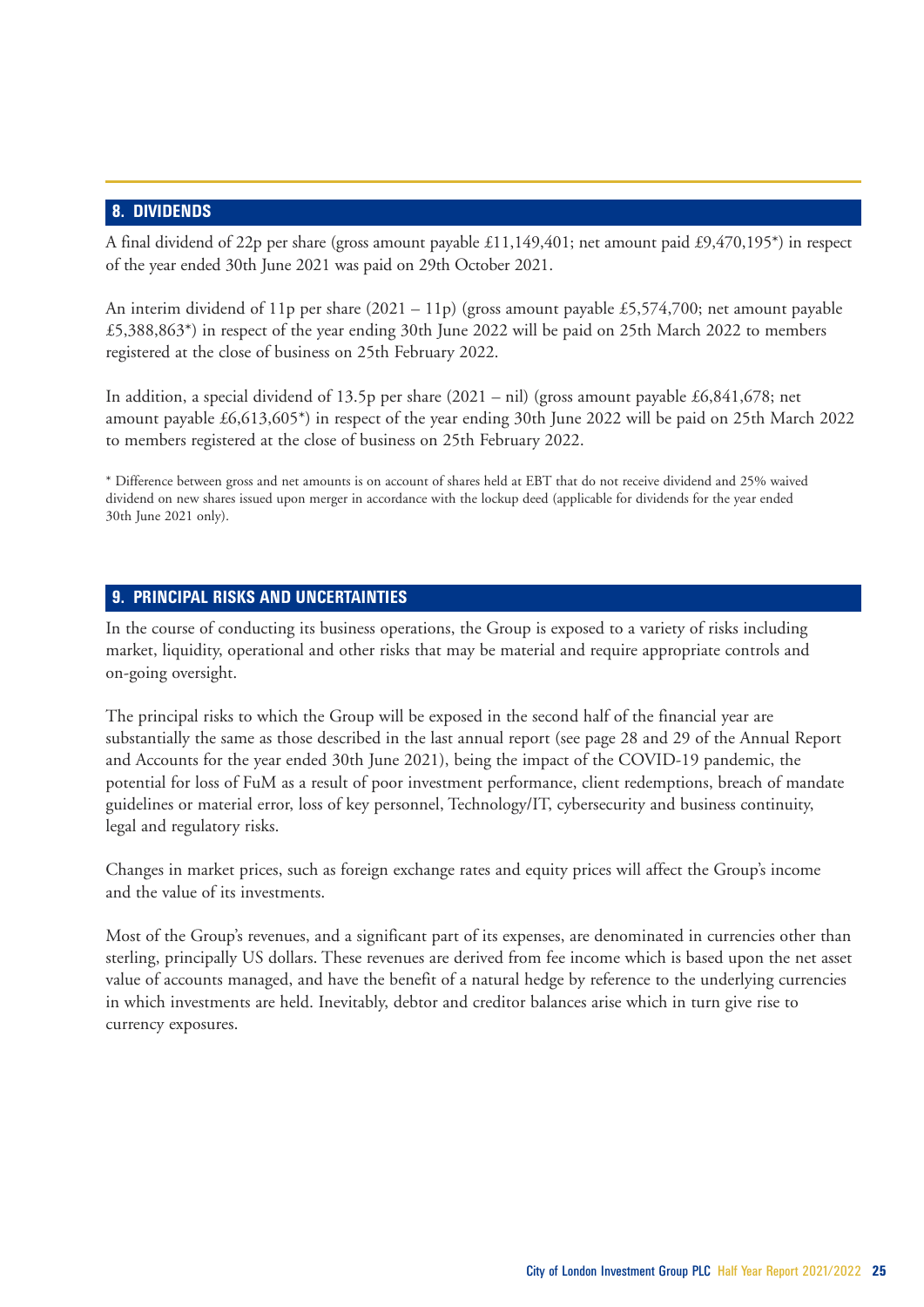## 8. DIVIDENDS

A final dividend of 22p per share (gross amount payable £11,149,401; net amount paid £9,470,195*) in respect of the year ended 30th June 2021 was paid on 29th October 2021.

An interim dividend of 11p per share (2021 – 11p) (gross amount payable £5,574,700; net amount payable £5,388,863*) in respect of the year ending 30th June 2022 will be paid on 25th March 2022 to members registered at the close of business on 25th February 2022.

In addition, a special dividend of 13.5p per share (2021 – nil) (gross amount payable £6,841,678; net amount payable £6,613,605*) in respect of the year ending 30th June 2022 will be paid on 25th March 2022 to members registered at the close of business on 25th February 2022.

\* Difference between gross and net amounts is on account of shares held at EBT that do not receive dividend and 25% waived dividend on new shares issued upon merger in accordance with the lockup deed (applicable for dividends for the year ended 30th June 2021 only).

## 9. PRINCIPAL RISKS AND UNCERTAINTIES

In the course of conducting its business operations, the Group is exposed to a variety of risks including market, liquidity, operational and other risks that may be material and require appropriate controls and on-going oversight.

The principal risks to which the Group will be exposed in the second half of the financial year are substantially the same as those described in the last annual report (see page 28 and 29 of the Annual Report and Accounts for the year ended 30th June 2021), being the impact of the COVID-19 pandemic, the potential for loss of FuM as a result of poor investment performance, client redemptions, breach of mandate guidelines or material error, loss of key personnel, Technology/IT, cybersecurity and business continuity, legal and regulatory risks.

Changes in market prices, such as foreign exchange rates and equity prices will affect the Group's income and the value of its investments.

Most of the Group's revenues, and a significant part of its expenses, are denominated in currencies other than sterling, principally US dollars. These revenues are derived from fee income which is based upon the net asset value of accounts managed, and have the benefit of a natural hedge by reference to the underlying currencies in which investments are held. Inevitably, debtor and creditor balances arise which in turn give rise to currency exposures.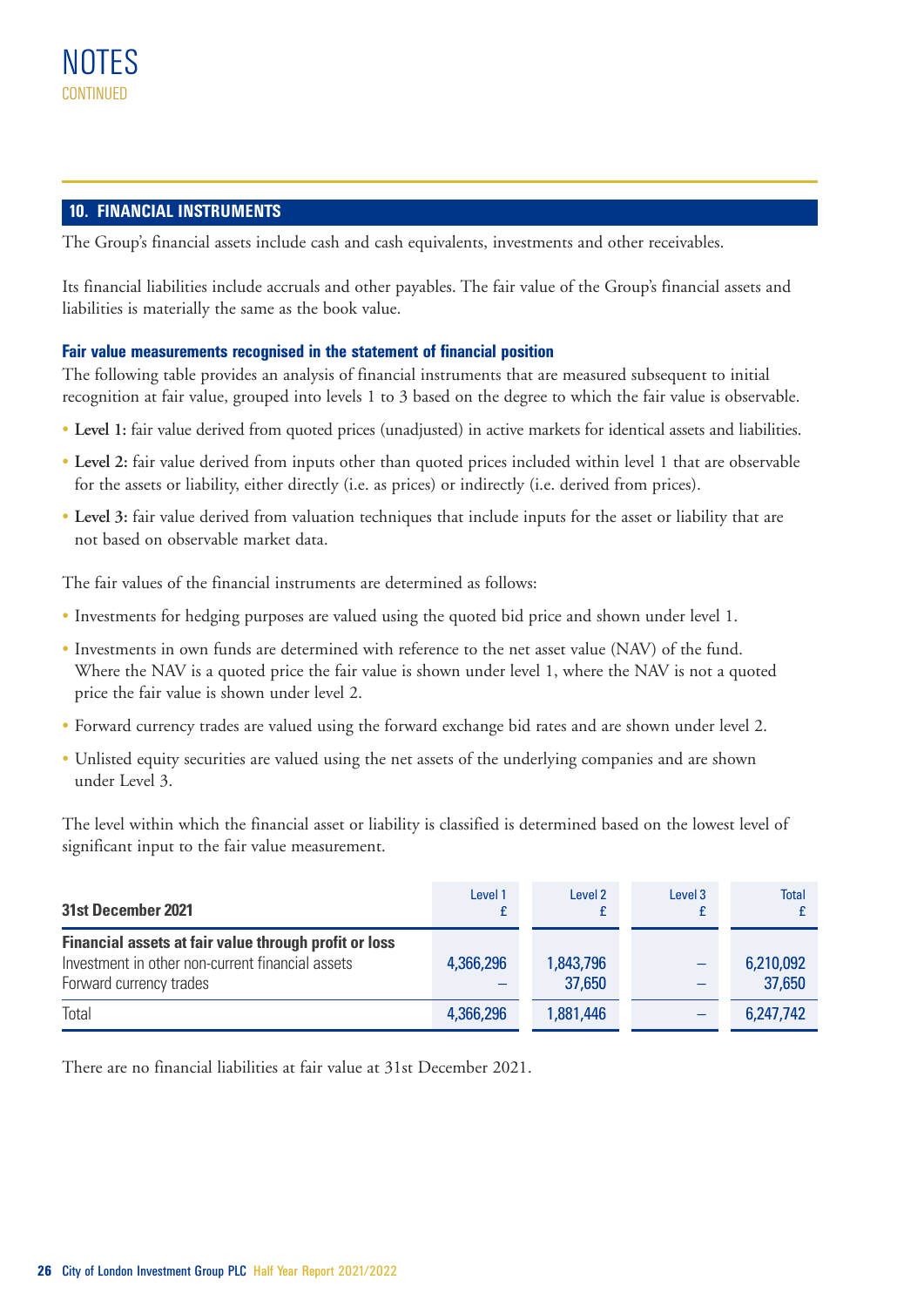# NOTES

CONTINUED

## 10. FINANCIAL INSTRUMENTS

The Group's financial assets include cash and cash equivalents, investments and other receivables.

Its financial liabilities include accruals and other payables. The fair value of the Group's financial assets and liabilities is materially the same as the book value.

### Fair value measurements recognised in the statement of financial position

The following table provides an analysis of financial instruments that are measured subsequent to initial recognition at fair value, grouped into levels 1 to 3 based on the degree to which the fair value is observable.

- **Level 1:** fair value derived from quoted prices (unadjusted) in active markets for identical assets and liabilities.
- **Level 2:** fair value derived from inputs other than quoted prices included within level 1 that are observable for the assets or liability, either directly (i.e. as prices) or indirectly (i.e. derived from prices).
- **Level 3:** fair value derived from valuation techniques that include inputs for the asset or liability that are not based on observable market data.

The fair values of the financial instruments are determined as follows:

- Investments for hedging purposes are valued using the quoted bid price and shown under level 1.
- Investments in own funds are determined with reference to the net asset value (NAV) of the fund. Where the NAV is a quoted price the fair value is shown under level 1, where the NAV is not a quoted price the fair value is shown under level 2.
- Forward currency trades are valued using the forward exchange bid rates and are shown under level 2.
- Unlisted equity securities are valued using the net assets of the underlying companies and are shown under Level 3.

The level within which the financial asset or liability is classified is determined based on the lowest level of significant input to the fair value measurement.

| 31st December 2021 | Level 1 £ | Level 2 £ | Level 3 £ | Total £ |
|---|---|---|---|---|
| **Financial assets at fair value through profit or loss** | | | | |
| Investment in other non-current financial assets | 4,366,296 | 1,843,796 | – | 6,210,092 |
| Forward currency trades | – | 37,650 | – | 37,650 |
| Total | 4,366,296 | 1,881,446 | – | 6,247,742 |

There are no financial liabilities at fair value at 31st December 2021.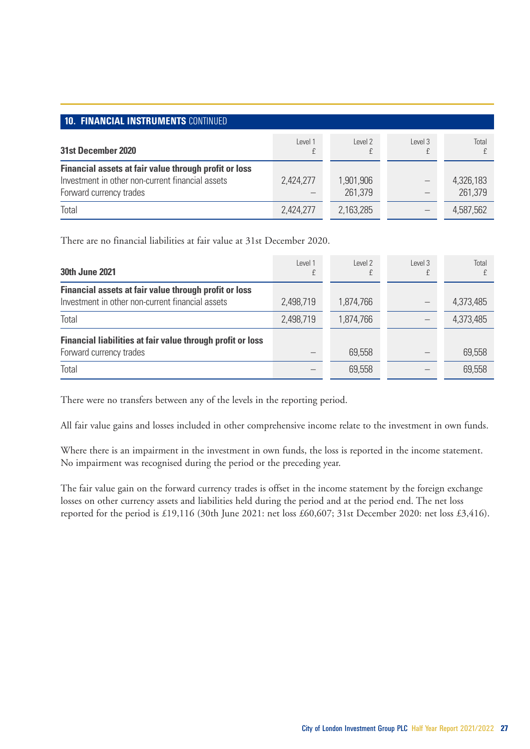## 10. FINANCIAL INSTRUMENTS CONTINUED

| 31st December 2020 | Level 1 £ | Level 2 £ | Level 3 £ | Total £ |
|---|---|---|---|---|
| **Financial assets at fair value through profit or loss** | | | | |
| Investment in other non-current financial assets | 2,424,277 | 1,901,906 | – | 4,326,183 |
| Forward currency trades | – | 261,379 | – | 261,379 |
| Total | 2,424,277 | 2,163,285 | – | 4,587,562 |

There are no financial liabilities at fair value at 31st December 2020.

| 30th June 2021 | Level 1 £ | Level 2 £ | Level 3 £ | Total £ |
|---|---|---|---|---|
| **Financial assets at fair value through profit or loss** | | | | |
| Investment in other non-current financial assets | 2,498,719 | 1,874,766 | – | 4,373,485 |
| Total | 2,498,719 | 1,874,766 | – | 4,373,485 |
| **Financial liabilities at fair value through profit or loss** | | | | |
| Forward currency trades | – | 69,558 | – | 69,558 |
| Total | – | 69,558 | – | 69,558 |

There were no transfers between any of the levels in the reporting period.

All fair value gains and losses included in other comprehensive income relate to the investment in own funds.

Where there is an impairment in the investment in own funds, the loss is reported in the income statement. No impairment was recognised during the period or the preceding year.

The fair value gain on the forward currency trades is offset in the income statement by the foreign exchange losses on other currency assets and liabilities held during the period and at the period end. The net loss reported for the period is £19,116 (30th June 2021: net loss £60,607; 31st December 2020: net loss £3,416).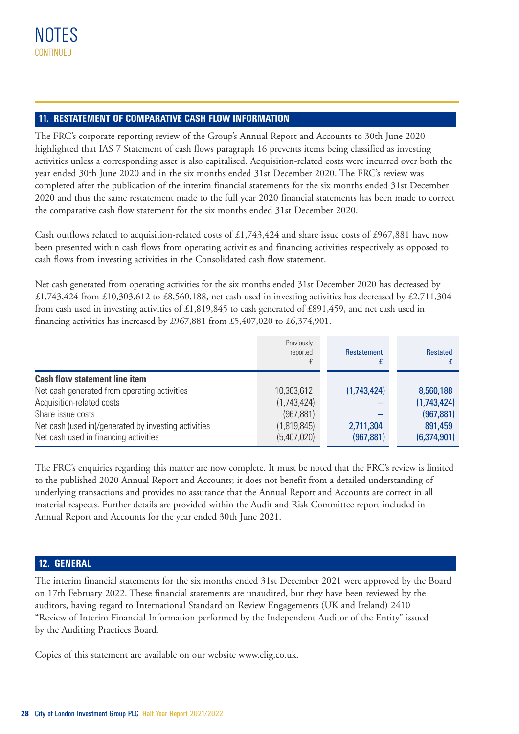# NOTES
CONTINUED

## 11. RESTATEMENT OF COMPARATIVE CASH FLOW INFORMATION

The FRC's corporate reporting review of the Group's Annual Report and Accounts to 30th June 2020 highlighted that IAS 7 Statement of cash flows paragraph 16 prevents items being classified as investing activities unless a corresponding asset is also capitalised. Acquisition-related costs were incurred over both the year ended 30th June 2020 and in the six months ended 31st December 2020. The FRC's review was completed after the publication of the interim financial statements for the six months ended 31st December 2020 and thus the same restatement made to the full year 2020 financial statements has been made to correct the comparative cash flow statement for the six months ended 31st December 2020.

Cash outflows related to acquisition-related costs of £1,743,424 and share issue costs of £967,881 have now been presented within cash flows from operating activities and financing activities respectively as opposed to cash flows from investing activities in the Consolidated cash flow statement.

Net cash generated from operating activities for the six months ended 31st December 2020 has decreased by £1,743,424 from £10,303,612 to £8,560,188, net cash used in investing activities has decreased by £2,711,304 from cash used in investing activities of £1,819,845 to cash generated of £891,459, and net cash used in financing activities has increased by £967,881 from £5,407,020 to £6,374,901.

| | Previously reported £ | Restatement £ | Restated £ |
|---|---|---|---|
| **Cash flow statement line item** | | | |
| Net cash generated from operating activities | 10,303,612 | (1,743,424) | 8,560,188 |
| Acquisition-related costs | (1,743,424) | – | (1,743,424) |
| Share issue costs | (967,881) | – | (967,881) |
| Net cash (used in)/generated by investing activities | (1,819,845) | 2,711,304 | 891,459 |
| Net cash used in financing activities | (5,407,020) | (967,881) | (6,374,901) |

The FRC's enquiries regarding this matter are now complete. It must be noted that the FRC's review is limited to the published 2020 Annual Report and Accounts; it does not benefit from a detailed understanding of underlying transactions and provides no assurance that the Annual Report and Accounts are correct in all material respects. Further details are provided within the Audit and Risk Committee report included in Annual Report and Accounts for the year ended 30th June 2021.

## 12. GENERAL

The interim financial statements for the six months ended 31st December 2021 were approved by the Board on 17th February 2022. These financial statements are unaudited, but they have been reviewed by the auditors, having regard to International Standard on Review Engagements (UK and Ireland) 2410 "Review of Interim Financial Information performed by the Independent Auditor of the Entity" issued by the Auditing Practices Board.

Copies of this statement are available on our website www.clig.co.uk.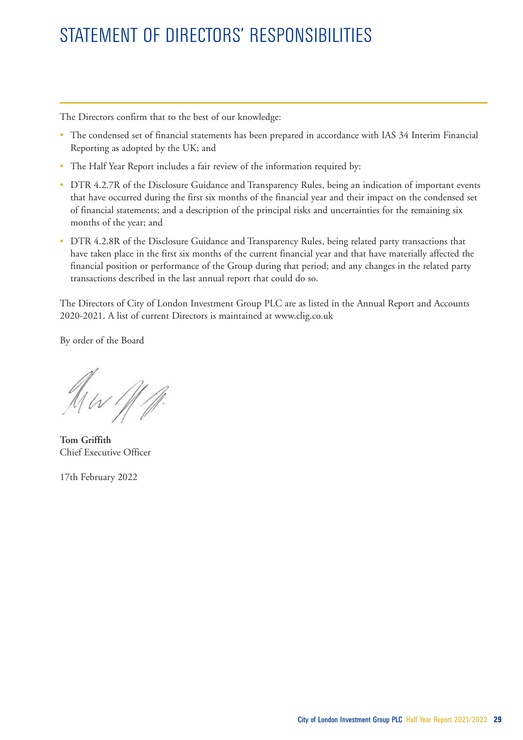# STATEMENT OF DIRECTORS' RESPONSIBILITIES

The Directors confirm that to the best of our knowledge:

- The condensed set of financial statements has been prepared in accordance with IAS 34 Interim Financial Reporting as adopted by the UK; and
- The Half Year Report includes a fair review of the information required by:
- DTR 4.2.7R of the Disclosure Guidance and Transparency Rules, being an indication of important events that have occurred during the first six months of the financial year and their impact on the condensed set of financial statements; and a description of the principal risks and uncertainties for the remaining six months of the year; and
- DTR 4.2.8R of the Disclosure Guidance and Transparency Rules, being related party transactions that have taken place in the first six months of the current financial year and that have materially affected the financial position or performance of the Group during that period; and any changes in the related party transactions described in the last annual report that could do so.

The Directors of City of London Investment Group PLC are as listed in the Annual Report and Accounts 2020-2021. A list of current Directors is maintained at www.clig.co.uk

By order of the Board

**Tom Griffith**
Chief Executive Officer

17th February 2022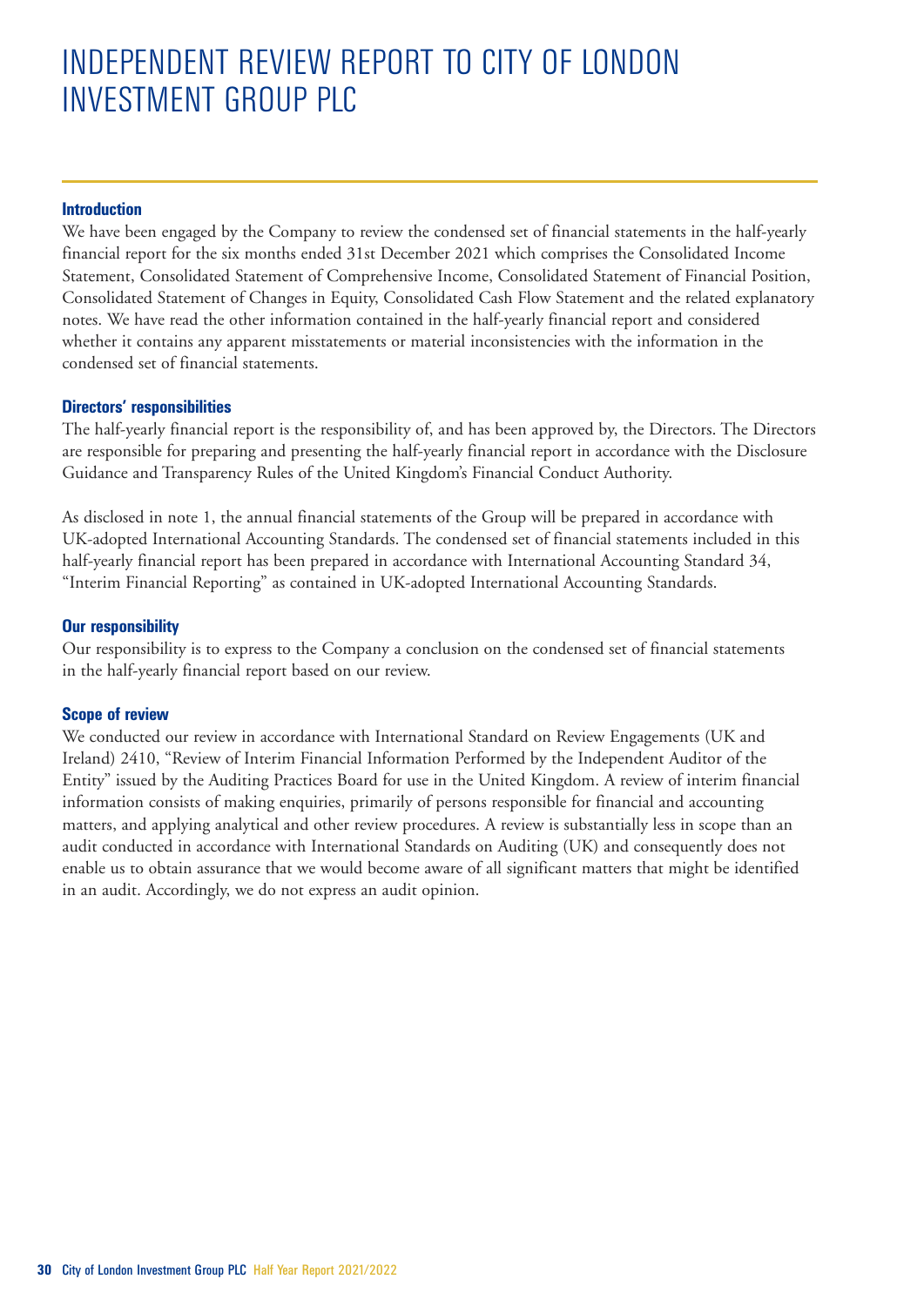# INDEPENDENT REVIEW REPORT TO CITY OF LONDON INVESTMENT GROUP PLC

## Introduction

We have been engaged by the Company to review the condensed set of financial statements in the half-yearly financial report for the six months ended 31st December 2021 which comprises the Consolidated Income Statement, Consolidated Statement of Comprehensive Income, Consolidated Statement of Financial Position, Consolidated Statement of Changes in Equity, Consolidated Cash Flow Statement and the related explanatory notes. We have read the other information contained in the half-yearly financial report and considered whether it contains any apparent misstatements or material inconsistencies with the information in the condensed set of financial statements.

## Directors' responsibilities

The half-yearly financial report is the responsibility of, and has been approved by, the Directors. The Directors are responsible for preparing and presenting the half-yearly financial report in accordance with the Disclosure Guidance and Transparency Rules of the United Kingdom's Financial Conduct Authority.

As disclosed in note 1, the annual financial statements of the Group will be prepared in accordance with UK-adopted International Accounting Standards. The condensed set of financial statements included in this half-yearly financial report has been prepared in accordance with International Accounting Standard 34, "Interim Financial Reporting" as contained in UK-adopted International Accounting Standards.

## Our responsibility

Our responsibility is to express to the Company a conclusion on the condensed set of financial statements in the half-yearly financial report based on our review.

## Scope of review

We conducted our review in accordance with International Standard on Review Engagements (UK and Ireland) 2410, "Review of Interim Financial Information Performed by the Independent Auditor of the Entity" issued by the Auditing Practices Board for use in the United Kingdom. A review of interim financial information consists of making enquiries, primarily of persons responsible for financial and accounting matters, and applying analytical and other review procedures. A review is substantially less in scope than an audit conducted in accordance with International Standards on Auditing (UK) and consequently does not enable us to obtain assurance that we would become aware of all significant matters that might be identified in an audit. Accordingly, we do not express an audit opinion.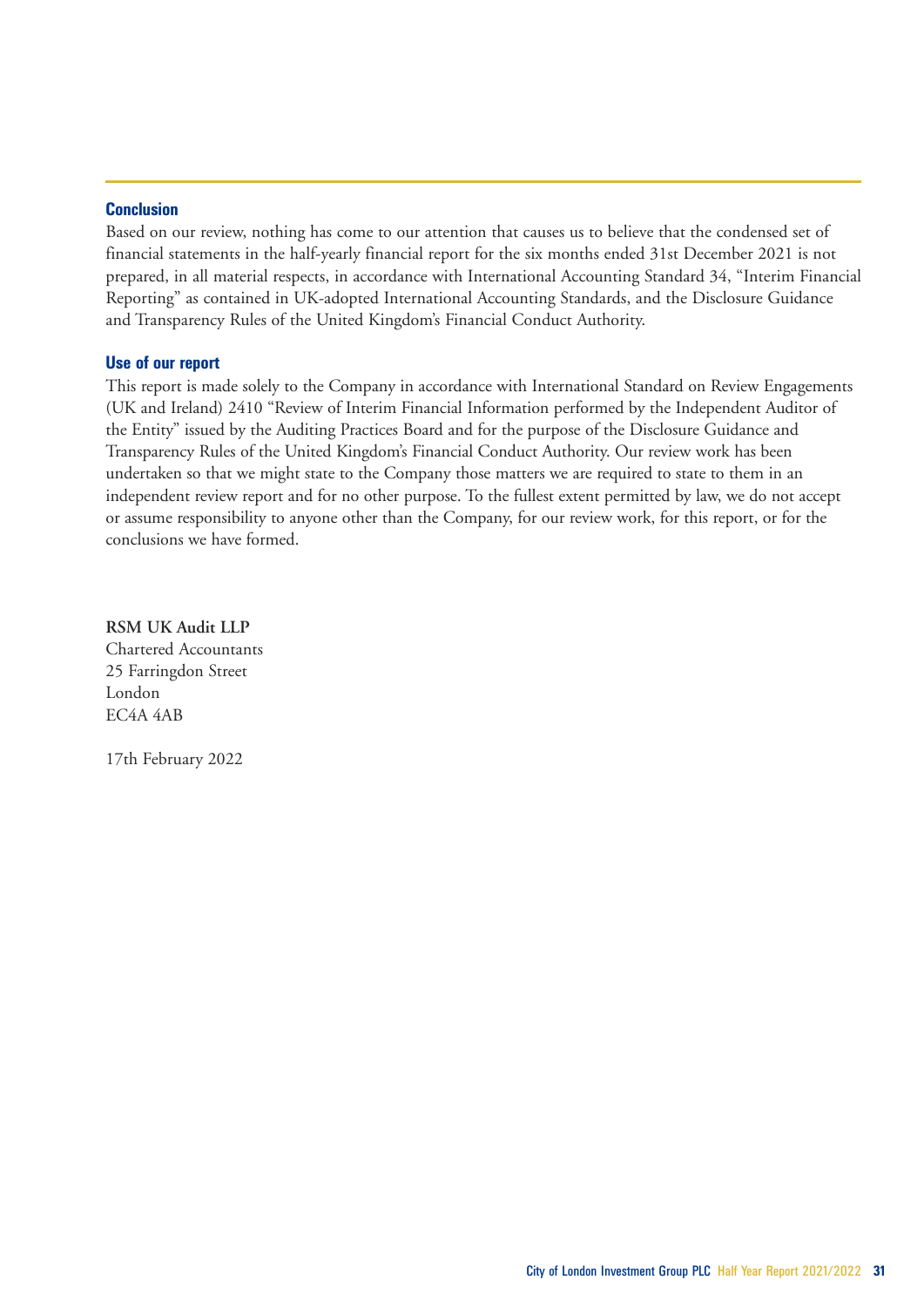### Conclusion

Based on our review, nothing has come to our attention that causes us to believe that the condensed set of financial statements in the half-yearly financial report for the six months ended 31st December 2021 is not prepared, in all material respects, in accordance with International Accounting Standard 34, "Interim Financial Reporting" as contained in UK-adopted International Accounting Standards, and the Disclosure Guidance and Transparency Rules of the United Kingdom's Financial Conduct Authority.

### Use of our report

This report is made solely to the Company in accordance with International Standard on Review Engagements (UK and Ireland) 2410 "Review of Interim Financial Information performed by the Independent Auditor of the Entity" issued by the Auditing Practices Board and for the purpose of the Disclosure Guidance and Transparency Rules of the United Kingdom's Financial Conduct Authority. Our review work has been undertaken so that we might state to the Company those matters we are required to state to them in an independent review report and for no other purpose. To the fullest extent permitted by law, we do not accept or assume responsibility to anyone other than the Company, for our review work, for this report, or for the conclusions we have formed.

**RSM UK Audit LLP**
Chartered Accountants
25 Farringdon Street
London
EC4A 4AB

17th February 2022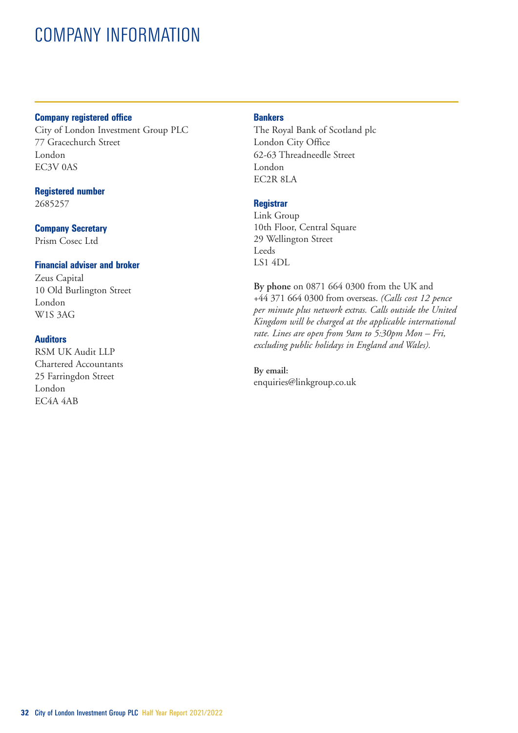# COMPANY INFORMATION

### Company registered office

City of London Investment Group PLC
77 Gracechurch Street
London
EC3V 0AS

### Registered number

2685257

### Company Secretary

Prism Cosec Ltd

### Financial adviser and broker

Zeus Capital
10 Old Burlington Street
London
W1S 3AG

### Auditors

RSM UK Audit LLP
Chartered Accountants
25 Farringdon Street
London
EC4A 4AB

### Bankers

The Royal Bank of Scotland plc
London City Office
62-63 Threadneedle Street
London
EC2R 8LA

### Registrar

Link Group
10th Floor, Central Square
29 Wellington Street
Leeds
LS1 4DL

**By phone** on 0871 664 0300 from the UK and +44 371 664 0300 from overseas. *(Calls cost 12 pence per minute plus network extras. Calls outside the United Kingdom will be charged at the applicable international rate. Lines are open from 9am to 5:30pm Mon – Fri, excluding public holidays in England and Wales).*

**By email:**
enquiries@linkgroup.co.uk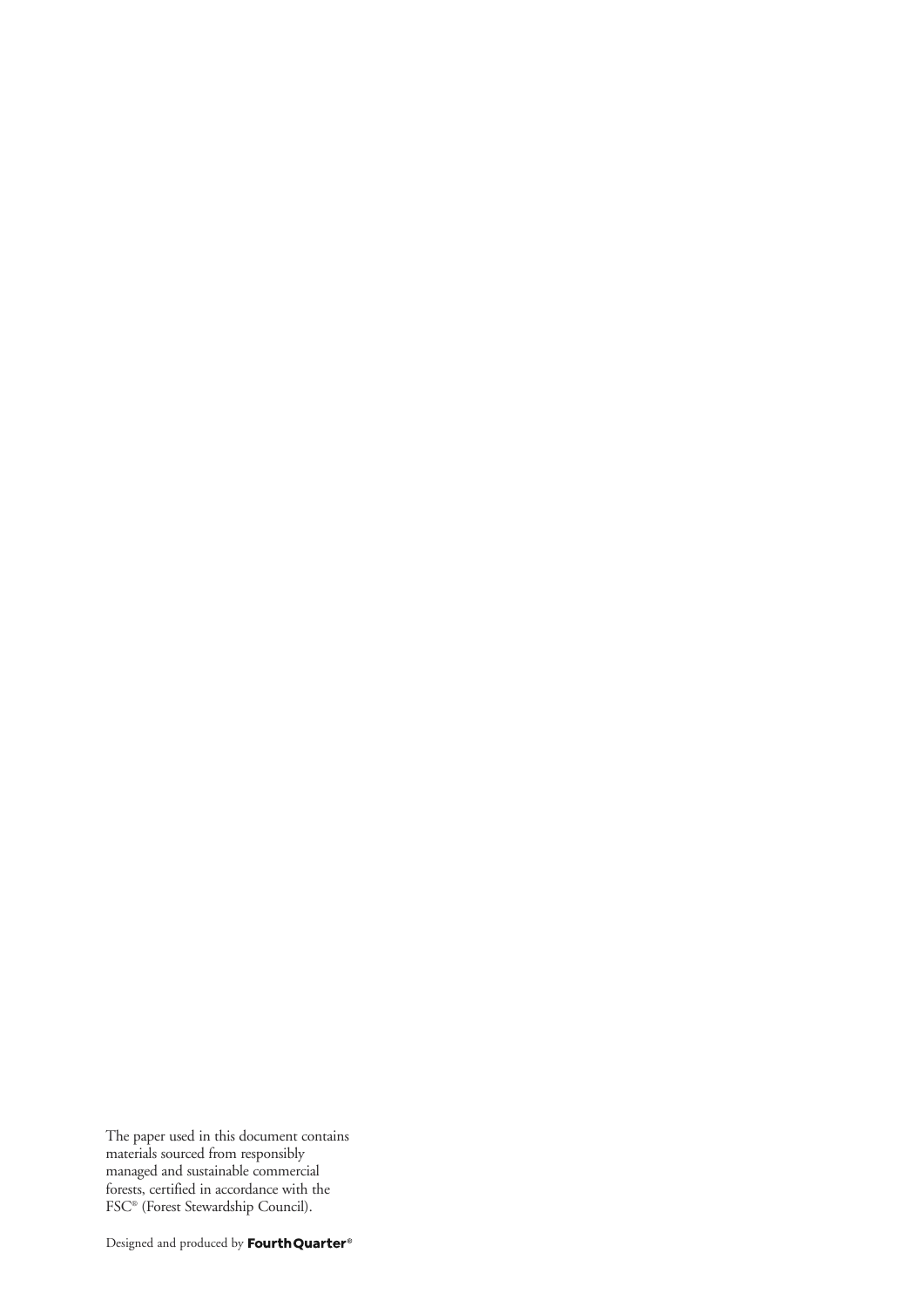The paper used in this document contains materials sourced from responsibly managed and sustainable commercial forests, certified in accordance with the FSC® (Forest Stewardship Council).

Designed and produced by **FourthQuarter®**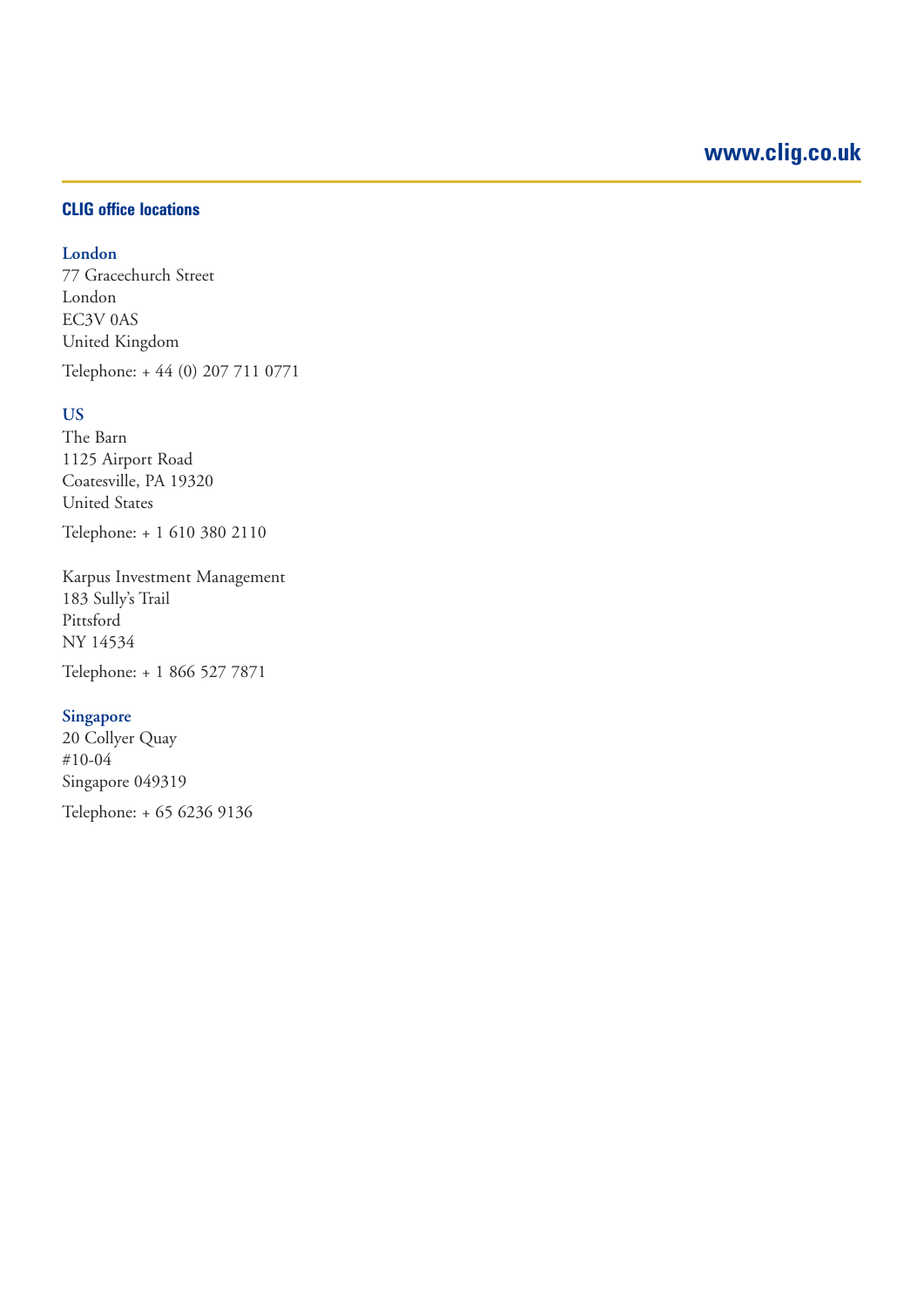www.clig.co.uk

## CLIG office locations

**London**
77 Gracechurch Street
London
EC3V 0AS
United Kingdom

Telephone: + 44 (0) 207 711 0771

**US**
The Barn
1125 Airport Road
Coatesville, PA 19320
United States

Telephone: + 1 610 380 2110

Karpus Investment Management
183 Sully's Trail
Pittsford
NY 14534

Telephone: + 1 866 527 7871

**Singapore**
20 Collyer Quay
#10-04
Singapore 049319

Telephone: + 65 6236 9136